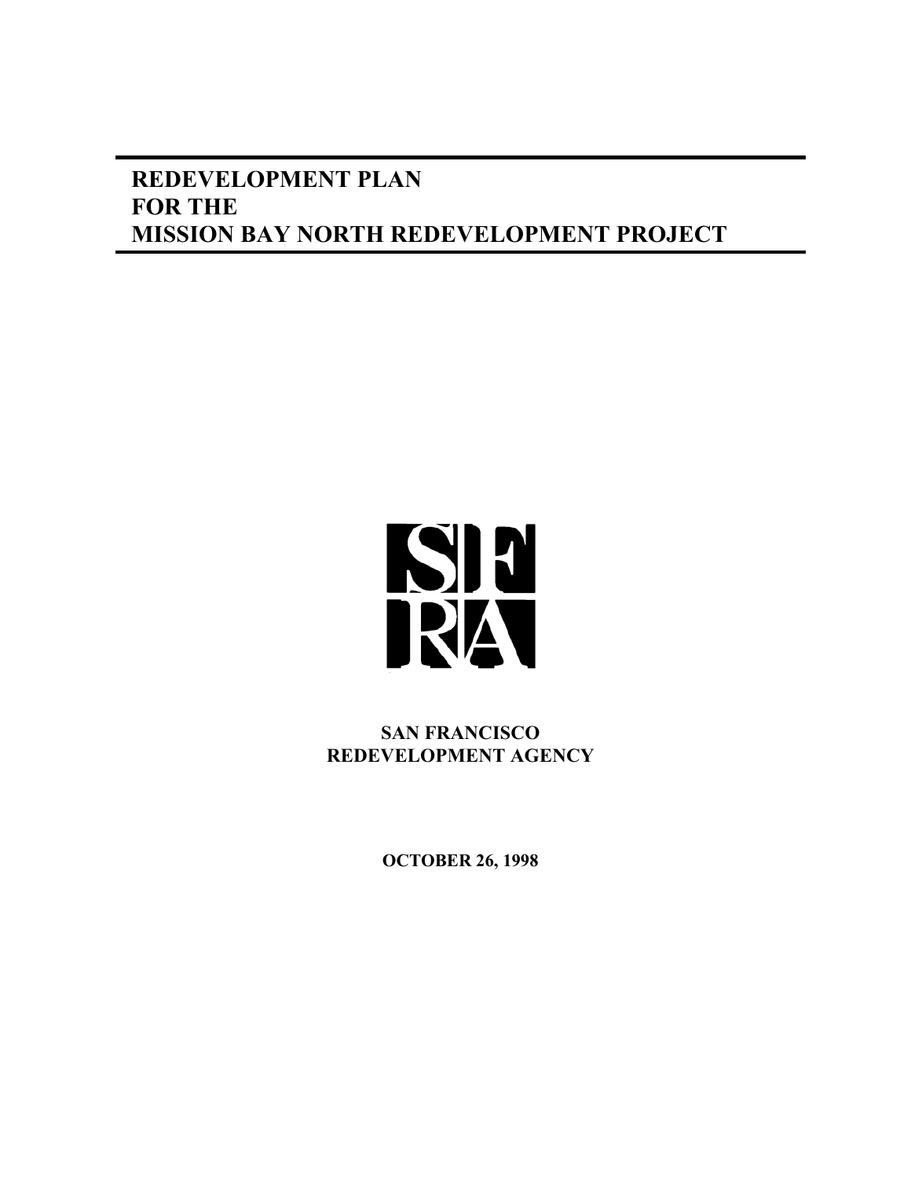# REDEVELOPMENT PLAN
# FOR THE
# MISSION BAY NORTH REDEVELOPMENT PROJECT

SF
RA

**SAN FRANCISCO**
**REDEVELOPMENT AGENCY**

**OCTOBER 26, 1998**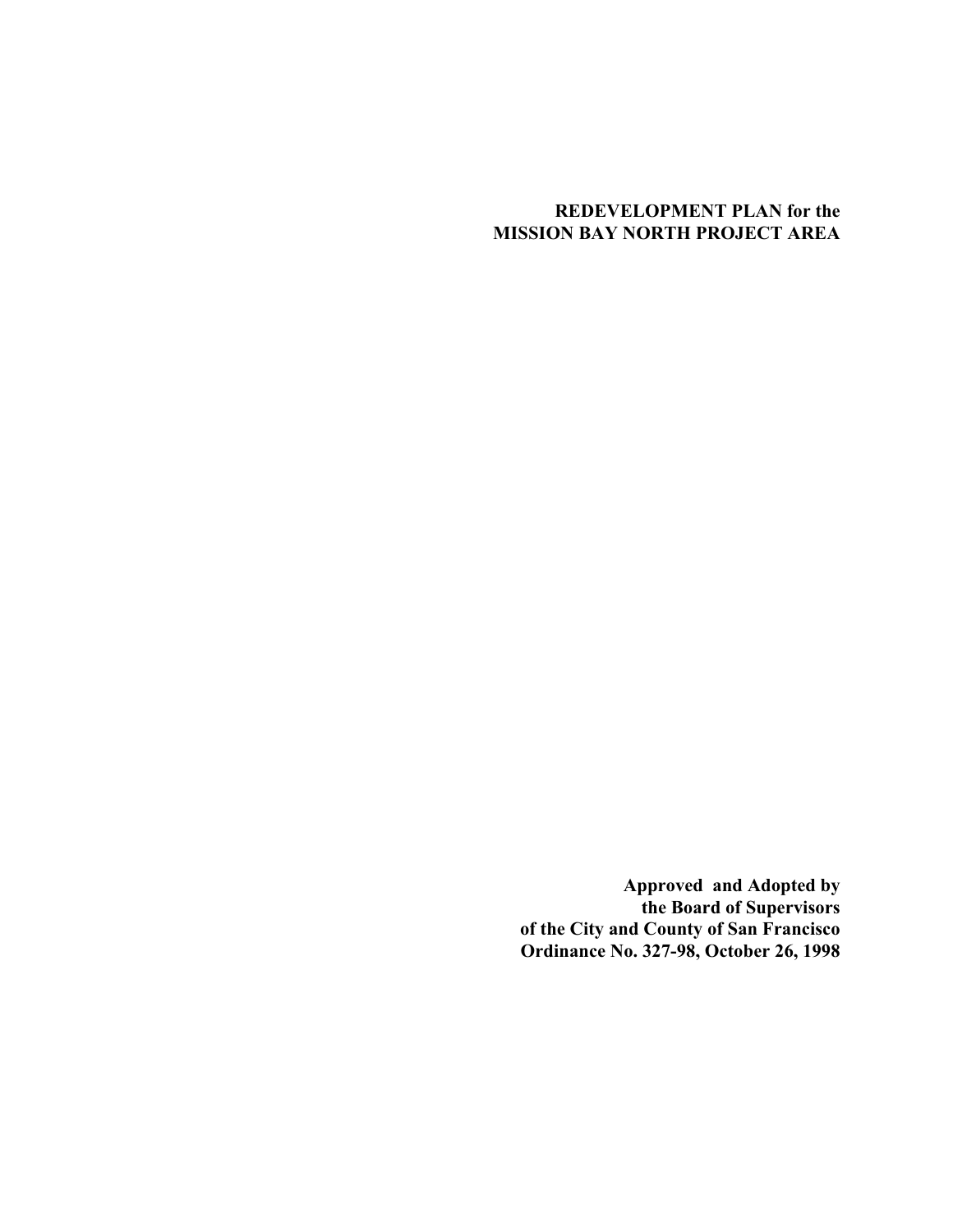**REDEVELOPMENT PLAN for the**
**MISSION BAY NORTH PROJECT AREA**

**Approved and Adopted by**
**the Board of Supervisors**
**of the City and County of San Francisco**
**Ordinance No. 327-98, October 26, 1998**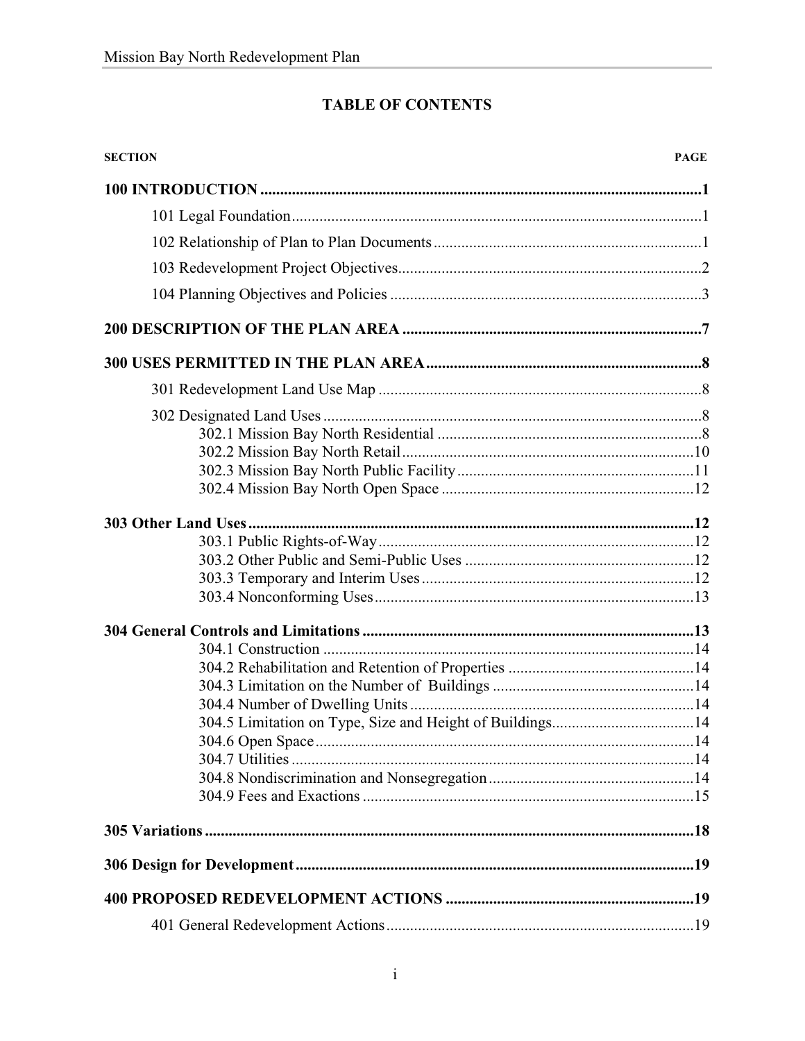# TABLE OF CONTENTS

| SECTION | PAGE |
|---|---|
| **100 INTRODUCTION** | **1** |
| 101 Legal Foundation | 1 |
| 102 Relationship of Plan to Plan Documents | 1 |
| 103 Redevelopment Project Objectives | 2 |
| 104 Planning Objectives and Policies | 3 |
| **200 DESCRIPTION OF THE PLAN AREA** | **7** |
| **300 USES PERMITTED IN THE PLAN AREA** | **8** |
| 301 Redevelopment Land Use Map | 8 |
| 302 Designated Land Uses | 8 |
| 302.1 Mission Bay North Residential | 8 |
| 302.2 Mission Bay North Retail | 10 |
| 302.3 Mission Bay North Public Facility | 11 |
| 302.4 Mission Bay North Open Space | 12 |
| **303 Other Land Uses** | **12** |
| 303.1 Public Rights-of-Way | 12 |
| 303.2 Other Public and Semi-Public Uses | 12 |
| 303.3 Temporary and Interim Uses | 12 |
| 303.4 Nonconforming Uses | 13 |
| **304 General Controls and Limitations** | **13** |
| 304.1 Construction | 14 |
| 304.2 Rehabilitation and Retention of Properties | 14 |
| 304.3 Limitation on the Number of Buildings | 14 |
| 304.4 Number of Dwelling Units | 14 |
| 304.5 Limitation on Type, Size and Height of Buildings | 14 |
| 304.6 Open Space | 14 |
| 304.7 Utilities | 14 |
| 304.8 Nondiscrimination and Nonsegregation | 14 |
| 304.9 Fees and Exactions | 15 |
| **305 Variations** | **18** |
| **306 Design for Development** | **19** |
| **400 PROPOSED REDEVELOPMENT ACTIONS** | **19** |
| 401 General Redevelopment Actions | 19 |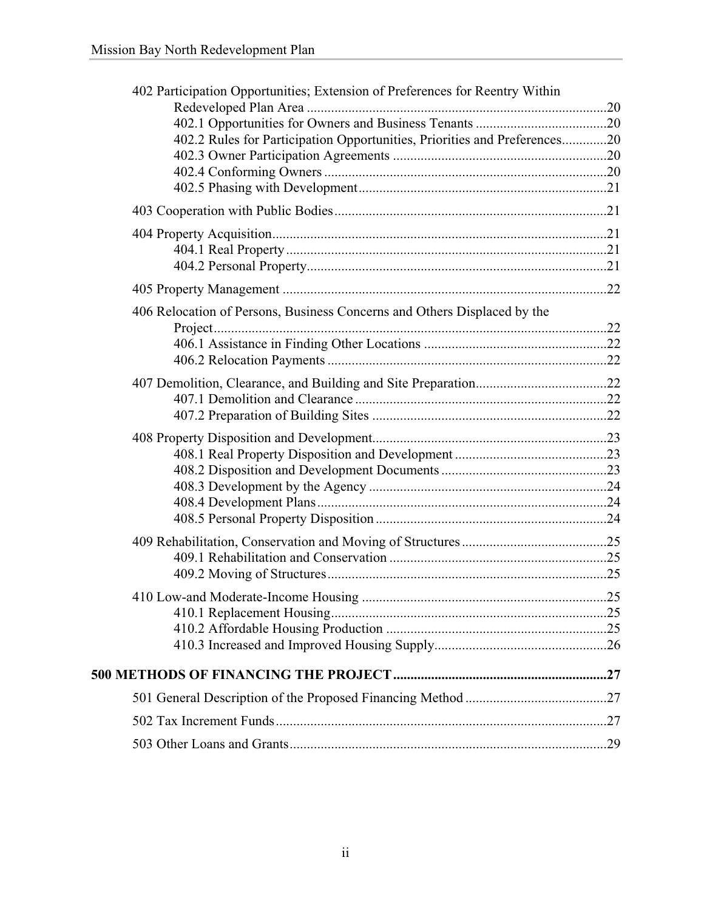402 Participation Opportunities; Extension of Preferences for Reentry Within Redeveloped Plan Area .......................................................................................20

402.1 Opportunities for Owners and Business Tenants ......................................20

402.2 Rules for Participation Opportunities, Priorities and Preferences.............20

402.3 Owner Participation Agreements ..............................................................20

402.4 Conforming Owners ..................................................................................20

402.5 Phasing with Development........................................................................21

403 Cooperation with Public Bodies..............................................................................21

404 Property Acquisition.................................................................................................21

404.1 Real Property ..............................................................................................21

404.2 Personal Property.......................................................................................21

405 Property Management ..............................................................................................22

406 Relocation of Persons, Business Concerns and Others Displaced by the Project...................................................................................................................22

406.1 Assistance in Finding Other Locations .....................................................22

406.2 Relocation Payments .................................................................................22

407 Demolition, Clearance, and Building and Site Preparation......................................22

407.1 Demolition and Clearance .........................................................................22

407.2 Preparation of Building Sites ....................................................................22

408 Property Disposition and Development....................................................................23

408.1 Real Property Disposition and Development ............................................23

408.2 Disposition and Development Documents ................................................23

408.3 Development by the Agency .....................................................................24

408.4 Development Plans....................................................................................24

408.5 Personal Property Disposition ...................................................................24

409 Rehabilitation, Conservation and Moving of Structures ..........................................25

409.1 Rehabilitation and Conservation ...............................................................25

409.2 Moving of Structures.................................................................................25

410 Low-and Moderate-Income Housing .......................................................................25

410.1 Replacement Housing................................................................................25

410.2 Affordable Housing Production ................................................................25

410.3 Increased and Improved Housing Supply..................................................26

**500 METHODS OF FINANCING THE PROJECT..............................................................27**

501 General Description of the Proposed Financing Method .........................................27

502 Tax Increment Funds................................................................................................27

503 Other Loans and Grants............................................................................................29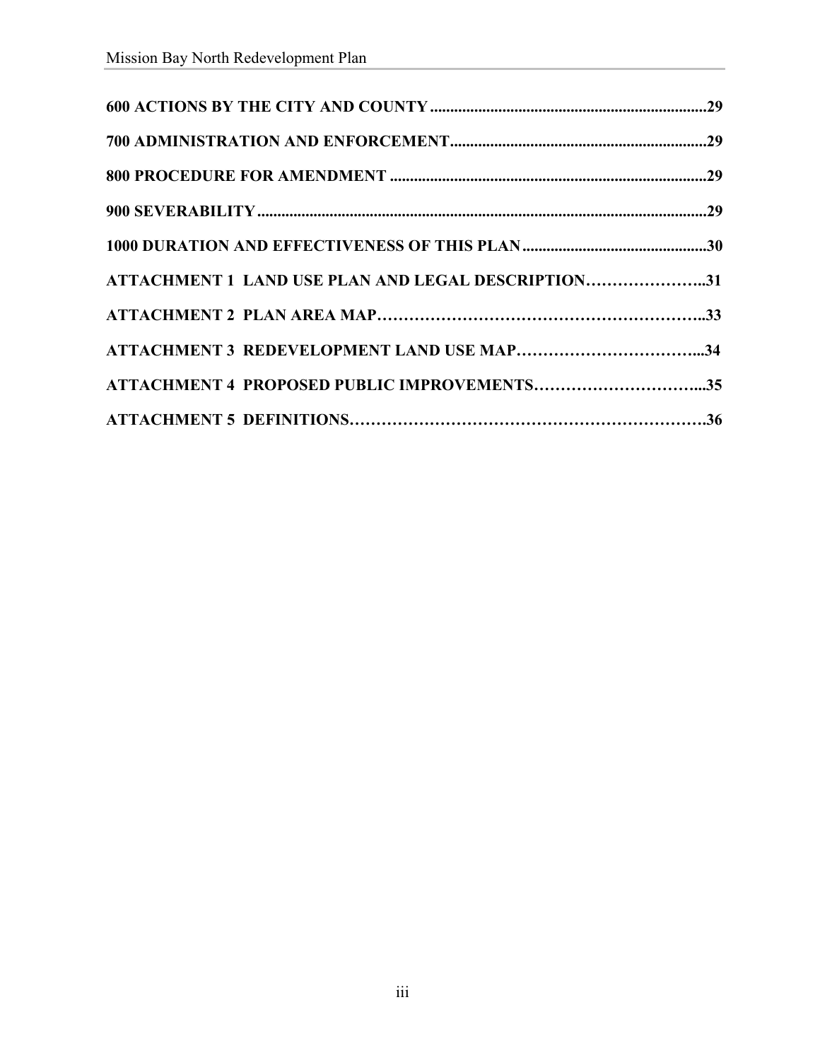**600 ACTIONS BY THE CITY AND COUNTY ..................................................................... 29**

**700 ADMINISTRATION AND ENFORCEMENT ............................................................... 29**

**800 PROCEDURE FOR AMENDMENT ............................................................................... 29**

**900 SEVERABILITY ............................................................................................................... 29**

**1000 DURATION AND EFFECTIVENESS OF THIS PLAN .............................................. 30**

**ATTACHMENT 1 LAND USE PLAN AND LEGAL DESCRIPTION…………………..31**

**ATTACHMENT 2 PLAN AREA MAP……………………………………………………..33**

**ATTACHMENT 3 REDEVELOPMENT LAND USE MAP……………………………...34**

**ATTACHMENT 4 PROPOSED PUBLIC IMPROVEMENTS…………………………...35**

**ATTACHMENT 5 DEFINITIONS………………………………………………………….36**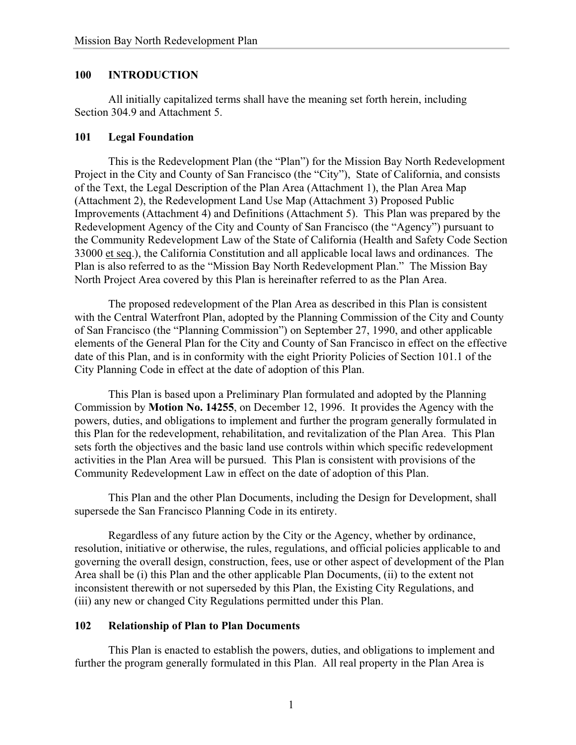## 100 INTRODUCTION

All initially capitalized terms shall have the meaning set forth herein, including Section 304.9 and Attachment 5.

### 101 Legal Foundation

This is the Redevelopment Plan (the "Plan") for the Mission Bay North Redevelopment Project in the City and County of San Francisco (the "City"), State of California, and consists of the Text, the Legal Description of the Plan Area (Attachment 1), the Plan Area Map (Attachment 2), the Redevelopment Land Use Map (Attachment 3) Proposed Public Improvements (Attachment 4) and Definitions (Attachment 5). This Plan was prepared by the Redevelopment Agency of the City and County of San Francisco (the "Agency") pursuant to the Community Redevelopment Law of the State of California (Health and Safety Code Section 33000 et seq.), the California Constitution and all applicable local laws and ordinances. The Plan is also referred to as the "Mission Bay North Redevelopment Plan." The Mission Bay North Project Area covered by this Plan is hereinafter referred to as the Plan Area.

The proposed redevelopment of the Plan Area as described in this Plan is consistent with the Central Waterfront Plan, adopted by the Planning Commission of the City and County of San Francisco (the "Planning Commission") on September 27, 1990, and other applicable elements of the General Plan for the City and County of San Francisco in effect on the effective date of this Plan, and is in conformity with the eight Priority Policies of Section 101.1 of the City Planning Code in effect at the date of adoption of this Plan.

This Plan is based upon a Preliminary Plan formulated and adopted by the Planning Commission by **Motion No. 14255**, on December 12, 1996. It provides the Agency with the powers, duties, and obligations to implement and further the program generally formulated in this Plan for the redevelopment, rehabilitation, and revitalization of the Plan Area. This Plan sets forth the objectives and the basic land use controls within which specific redevelopment activities in the Plan Area will be pursued. This Plan is consistent with provisions of the Community Redevelopment Law in effect on the date of adoption of this Plan.

This Plan and the other Plan Documents, including the Design for Development, shall supersede the San Francisco Planning Code in its entirety.

Regardless of any future action by the City or the Agency, whether by ordinance, resolution, initiative or otherwise, the rules, regulations, and official policies applicable to and governing the overall design, construction, fees, use or other aspect of development of the Plan Area shall be (i) this Plan and the other applicable Plan Documents, (ii) to the extent not inconsistent therewith or not superseded by this Plan, the Existing City Regulations, and (iii) any new or changed City Regulations permitted under this Plan.

### 102 Relationship of Plan to Plan Documents

This Plan is enacted to establish the powers, duties, and obligations to implement and further the program generally formulated in this Plan. All real property in the Plan Area is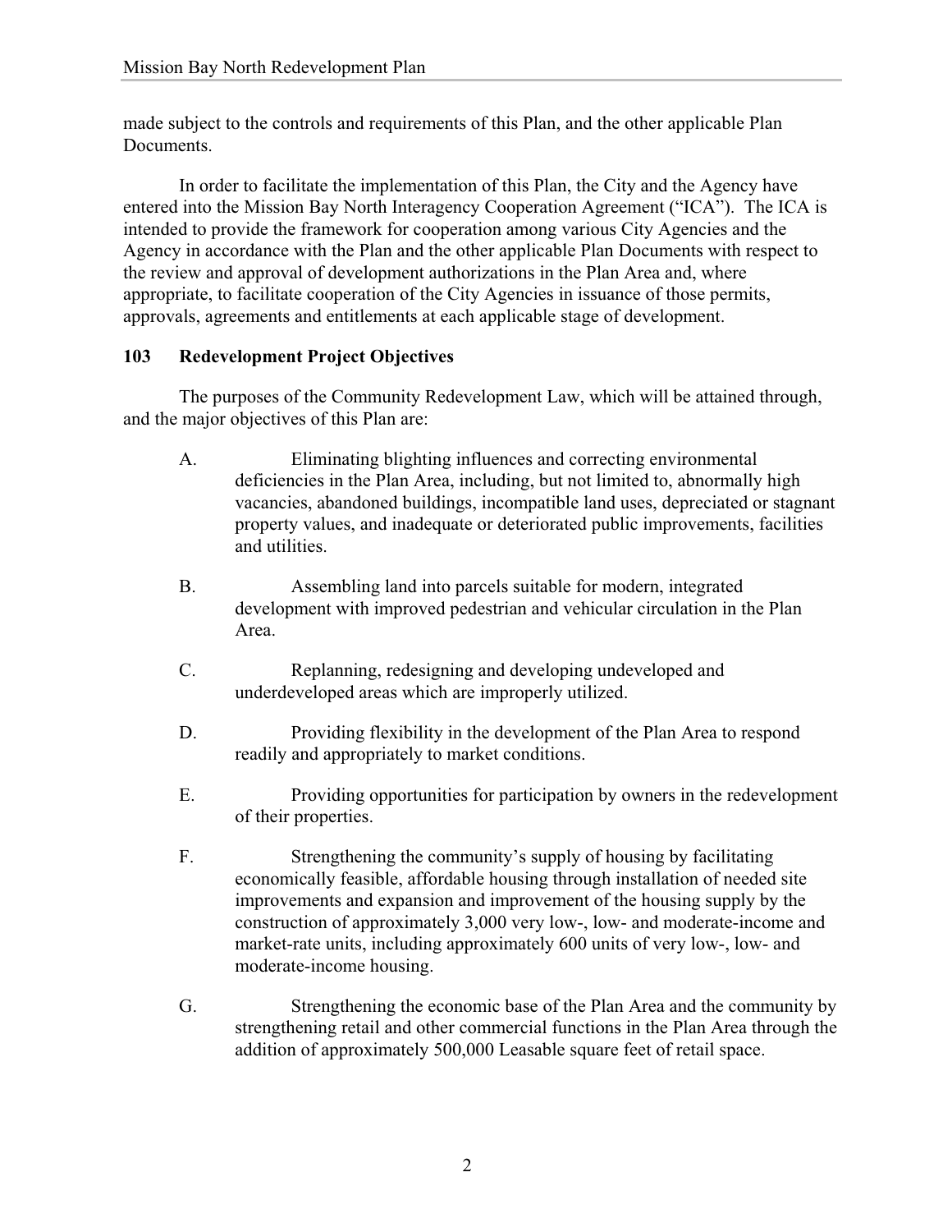made subject to the controls and requirements of this Plan, and the other applicable Plan Documents.

In order to facilitate the implementation of this Plan, the City and the Agency have entered into the Mission Bay North Interagency Cooperation Agreement ("ICA"). The ICA is intended to provide the framework for cooperation among various City Agencies and the Agency in accordance with the Plan and the other applicable Plan Documents with respect to the review and approval of development authorizations in the Plan Area and, where appropriate, to facilitate cooperation of the City Agencies in issuance of those permits, approvals, agreements and entitlements at each applicable stage of development.

### 103 Redevelopment Project Objectives

The purposes of the Community Redevelopment Law, which will be attained through, and the major objectives of this Plan are:

A. Eliminating blighting influences and correcting environmental deficiencies in the Plan Area, including, but not limited to, abnormally high vacancies, abandoned buildings, incompatible land uses, depreciated or stagnant property values, and inadequate or deteriorated public improvements, facilities and utilities.

B. Assembling land into parcels suitable for modern, integrated development with improved pedestrian and vehicular circulation in the Plan Area.

C. Replanning, redesigning and developing undeveloped and underdeveloped areas which are improperly utilized.

D. Providing flexibility in the development of the Plan Area to respond readily and appropriately to market conditions.

E. Providing opportunities for participation by owners in the redevelopment of their properties.

F. Strengthening the community's supply of housing by facilitating economically feasible, affordable housing through installation of needed site improvements and expansion and improvement of the housing supply by the construction of approximately 3,000 very low-, low- and moderate-income and market-rate units, including approximately 600 units of very low-, low- and moderate-income housing.

G. Strengthening the economic base of the Plan Area and the community by strengthening retail and other commercial functions in the Plan Area through the addition of approximately 500,000 Leasable square feet of retail space.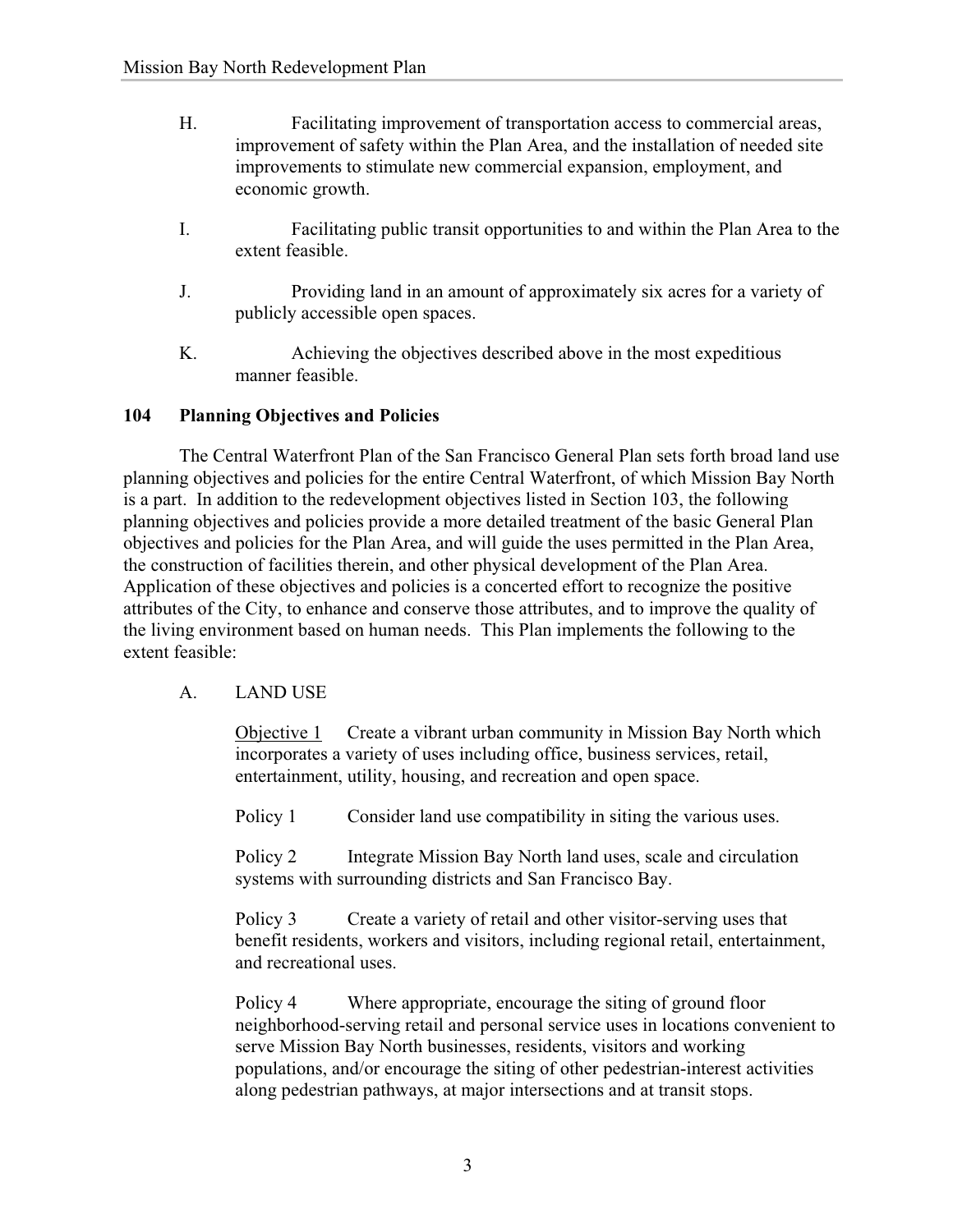H. Facilitating improvement of transportation access to commercial areas, improvement of safety within the Plan Area, and the installation of needed site improvements to stimulate new commercial expansion, employment, and economic growth.

I. Facilitating public transit opportunities to and within the Plan Area to the extent feasible.

J. Providing land in an amount of approximately six acres for a variety of publicly accessible open spaces.

K. Achieving the objectives described above in the most expeditious manner feasible.

### 104 Planning Objectives and Policies

The Central Waterfront Plan of the San Francisco General Plan sets forth broad land use planning objectives and policies for the entire Central Waterfront, of which Mission Bay North is a part. In addition to the redevelopment objectives listed in Section 103, the following planning objectives and policies provide a more detailed treatment of the basic General Plan objectives and policies for the Plan Area, and will guide the uses permitted in the Plan Area, the construction of facilities therein, and other physical development of the Plan Area. Application of these objectives and policies is a concerted effort to recognize the positive attributes of the City, to enhance and conserve those attributes, and to improve the quality of the living environment based on human needs. This Plan implements the following to the extent feasible:

A. LAND USE

<u>Objective 1</u> Create a vibrant urban community in Mission Bay North which incorporates a variety of uses including office, business services, retail, entertainment, utility, housing, and recreation and open space.

Policy 1 Consider land use compatibility in siting the various uses.

Policy 2 Integrate Mission Bay North land uses, scale and circulation systems with surrounding districts and San Francisco Bay.

Policy 3 Create a variety of retail and other visitor-serving uses that benefit residents, workers and visitors, including regional retail, entertainment, and recreational uses.

Policy 4 Where appropriate, encourage the siting of ground floor neighborhood-serving retail and personal service uses in locations convenient to serve Mission Bay North businesses, residents, visitors and working populations, and/or encourage the siting of other pedestrian-interest activities along pedestrian pathways, at major intersections and at transit stops.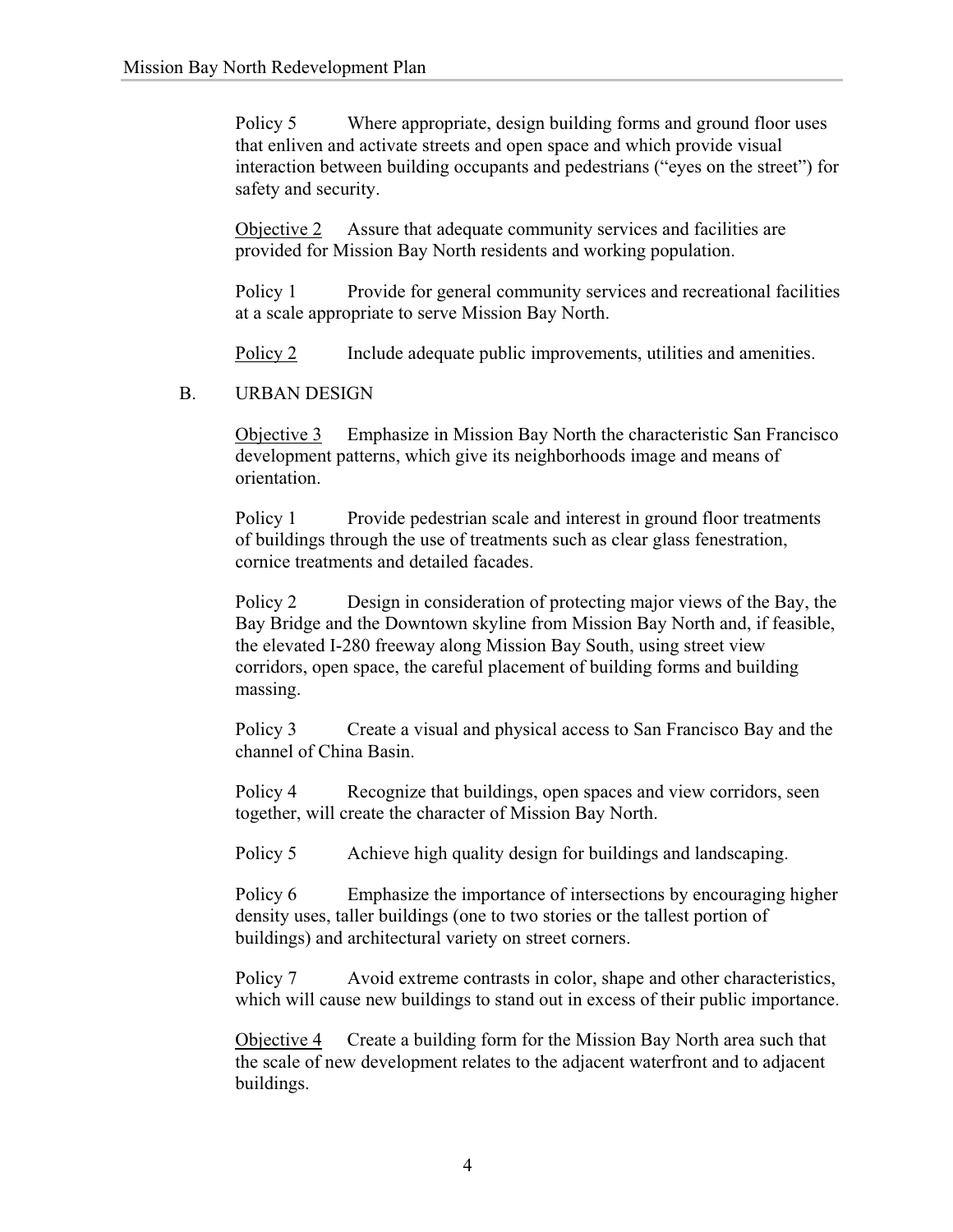Policy 5 Where appropriate, design building forms and ground floor uses that enliven and activate streets and open space and which provide visual interaction between building occupants and pedestrians ("eyes on the street") for safety and security.

Objective 2 Assure that adequate community services and facilities are provided for Mission Bay North residents and working population.

Policy 1 Provide for general community services and recreational facilities at a scale appropriate to serve Mission Bay North.

Policy 2 Include adequate public improvements, utilities and amenities.

B. URBAN DESIGN

Objective 3 Emphasize in Mission Bay North the characteristic San Francisco development patterns, which give its neighborhoods image and means of orientation.

Policy 1 Provide pedestrian scale and interest in ground floor treatments of buildings through the use of treatments such as clear glass fenestration, cornice treatments and detailed facades.

Policy 2 Design in consideration of protecting major views of the Bay, the Bay Bridge and the Downtown skyline from Mission Bay North and, if feasible, the elevated I-280 freeway along Mission Bay South, using street view corridors, open space, the careful placement of building forms and building massing.

Policy 3 Create a visual and physical access to San Francisco Bay and the channel of China Basin.

Policy 4 Recognize that buildings, open spaces and view corridors, seen together, will create the character of Mission Bay North.

Policy 5 Achieve high quality design for buildings and landscaping.

Policy 6 Emphasize the importance of intersections by encouraging higher density uses, taller buildings (one to two stories or the tallest portion of buildings) and architectural variety on street corners.

Policy 7 Avoid extreme contrasts in color, shape and other characteristics, which will cause new buildings to stand out in excess of their public importance.

Objective 4 Create a building form for the Mission Bay North area such that the scale of new development relates to the adjacent waterfront and to adjacent buildings.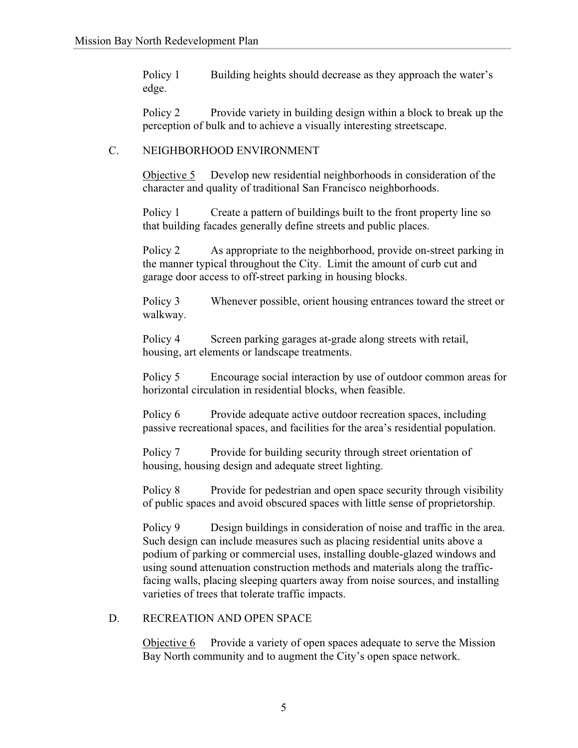Policy 1 Building heights should decrease as they approach the water's edge.

Policy 2 Provide variety in building design within a block to break up the perception of bulk and to achieve a visually interesting streetscape.

## C. NEIGHBORHOOD ENVIRONMENT

Objective 5 Develop new residential neighborhoods in consideration of the character and quality of traditional San Francisco neighborhoods.

Policy 1 Create a pattern of buildings built to the front property line so that building facades generally define streets and public places.

Policy 2 As appropriate to the neighborhood, provide on-street parking in the manner typical throughout the City. Limit the amount of curb cut and garage door access to off-street parking in housing blocks.

Policy 3 Whenever possible, orient housing entrances toward the street or walkway.

Policy 4 Screen parking garages at-grade along streets with retail, housing, art elements or landscape treatments.

Policy 5 Encourage social interaction by use of outdoor common areas for horizontal circulation in residential blocks, when feasible.

Policy 6 Provide adequate active outdoor recreation spaces, including passive recreational spaces, and facilities for the area's residential population.

Policy 7 Provide for building security through street orientation of housing, housing design and adequate street lighting.

Policy 8 Provide for pedestrian and open space security through visibility of public spaces and avoid obscured spaces with little sense of proprietorship.

Policy 9 Design buildings in consideration of noise and traffic in the area. Such design can include measures such as placing residential units above a podium of parking or commercial uses, installing double-glazed windows and using sound attenuation construction methods and materials along the traffic-facing walls, placing sleeping quarters away from noise sources, and installing varieties of trees that tolerate traffic impacts.

## D. RECREATION AND OPEN SPACE

Objective 6 Provide a variety of open spaces adequate to serve the Mission Bay North community and to augment the City's open space network.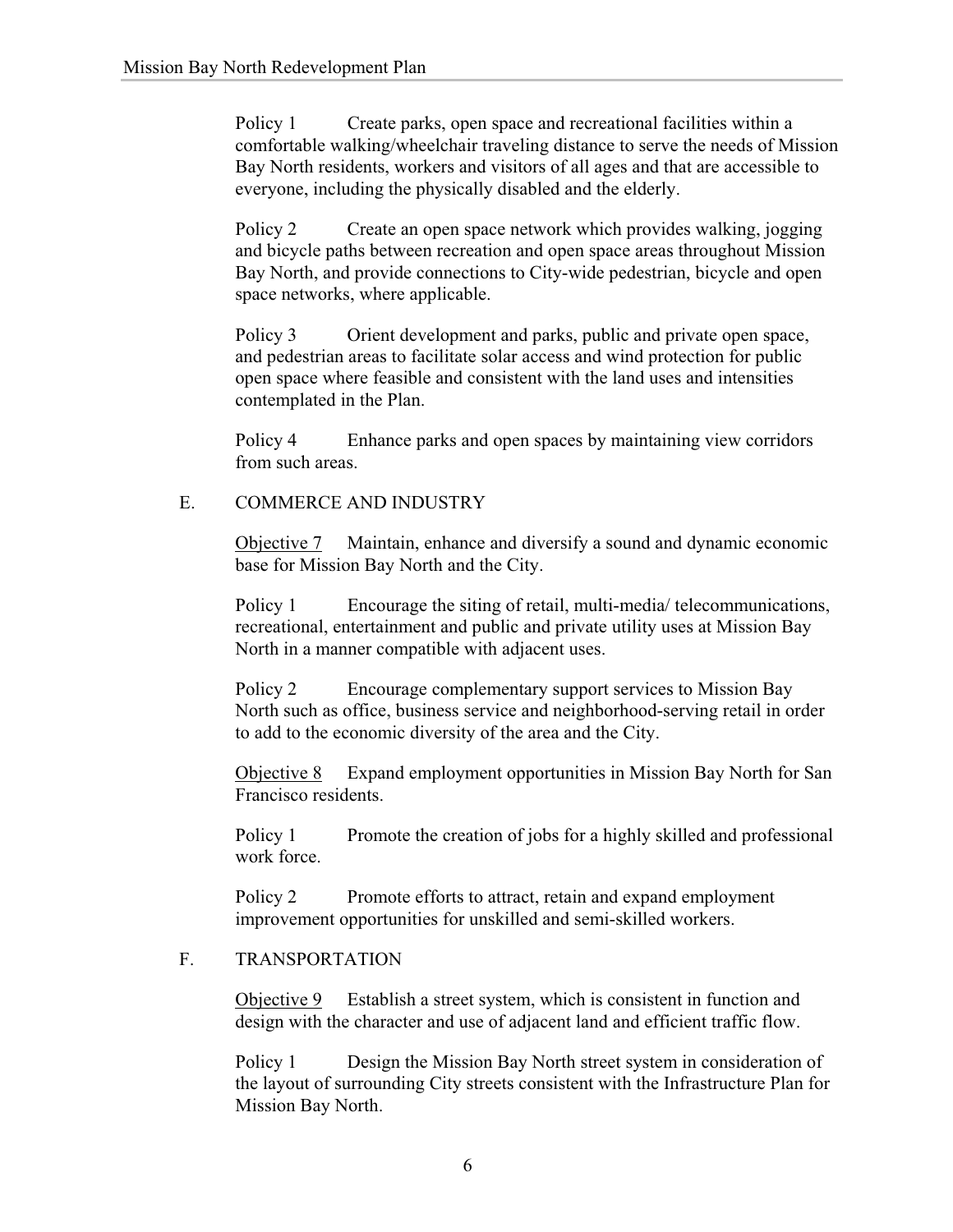Policy 1 Create parks, open space and recreational facilities within a comfortable walking/wheelchair traveling distance to serve the needs of Mission Bay North residents, workers and visitors of all ages and that are accessible to everyone, including the physically disabled and the elderly.

Policy 2 Create an open space network which provides walking, jogging and bicycle paths between recreation and open space areas throughout Mission Bay North, and provide connections to City-wide pedestrian, bicycle and open space networks, where applicable.

Policy 3 Orient development and parks, public and private open space, and pedestrian areas to facilitate solar access and wind protection for public open space where feasible and consistent with the land uses and intensities contemplated in the Plan.

Policy 4 Enhance parks and open spaces by maintaining view corridors from such areas.

## E. COMMERCE AND INDUSTRY

Objective 7 Maintain, enhance and diversify a sound and dynamic economic base for Mission Bay North and the City.

Policy 1 Encourage the siting of retail, multi-media/ telecommunications, recreational, entertainment and public and private utility uses at Mission Bay North in a manner compatible with adjacent uses.

Policy 2 Encourage complementary support services to Mission Bay North such as office, business service and neighborhood-serving retail in order to add to the economic diversity of the area and the City.

Objective 8 Expand employment opportunities in Mission Bay North for San Francisco residents.

Policy 1 Promote the creation of jobs for a highly skilled and professional work force.

Policy 2 Promote efforts to attract, retain and expand employment improvement opportunities for unskilled and semi-skilled workers.

## F. TRANSPORTATION

Objective 9 Establish a street system, which is consistent in function and design with the character and use of adjacent land and efficient traffic flow.

Policy 1 Design the Mission Bay North street system in consideration of the layout of surrounding City streets consistent with the Infrastructure Plan for Mission Bay North.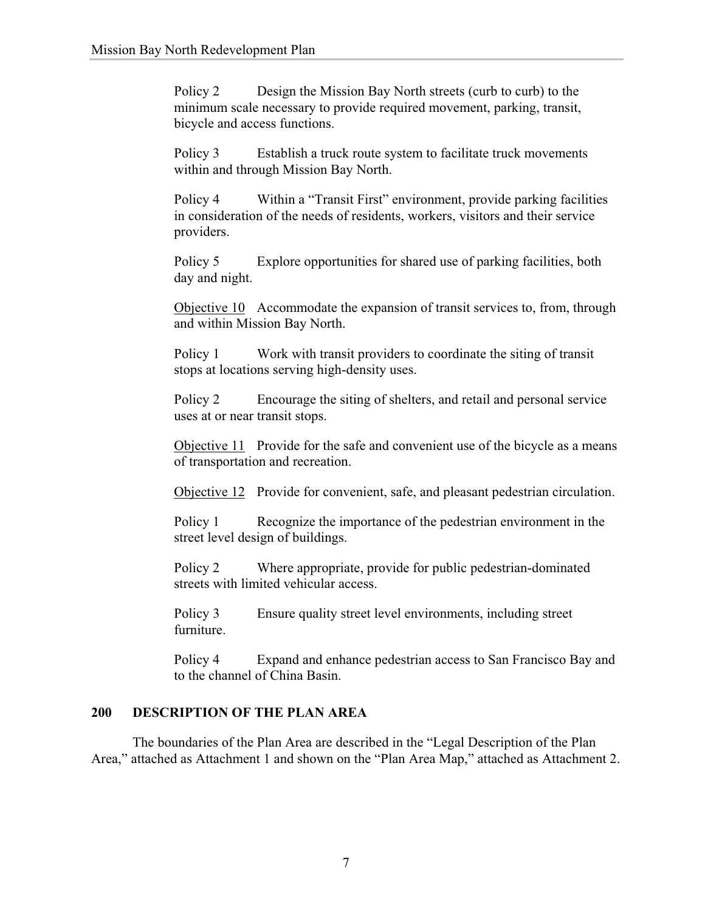Policy 2 Design the Mission Bay North streets (curb to curb) to the minimum scale necessary to provide required movement, parking, transit, bicycle and access functions.

Policy 3 Establish a truck route system to facilitate truck movements within and through Mission Bay North.

Policy 4 Within a "Transit First" environment, provide parking facilities in consideration of the needs of residents, workers, visitors and their service providers.

Policy 5 Explore opportunities for shared use of parking facilities, both day and night.

Objective 10 Accommodate the expansion of transit services to, from, through and within Mission Bay North.

Policy 1 Work with transit providers to coordinate the siting of transit stops at locations serving high-density uses.

Policy 2 Encourage the siting of shelters, and retail and personal service uses at or near transit stops.

Objective 11 Provide for the safe and convenient use of the bicycle as a means of transportation and recreation.

Objective 12 Provide for convenient, safe, and pleasant pedestrian circulation.

Policy 1 Recognize the importance of the pedestrian environment in the street level design of buildings.

Policy 2 Where appropriate, provide for public pedestrian-dominated streets with limited vehicular access.

Policy 3 Ensure quality street level environments, including street furniture.

Policy 4 Expand and enhance pedestrian access to San Francisco Bay and to the channel of China Basin.

## 200 DESCRIPTION OF THE PLAN AREA

The boundaries of the Plan Area are described in the "Legal Description of the Plan Area," attached as Attachment 1 and shown on the "Plan Area Map," attached as Attachment 2.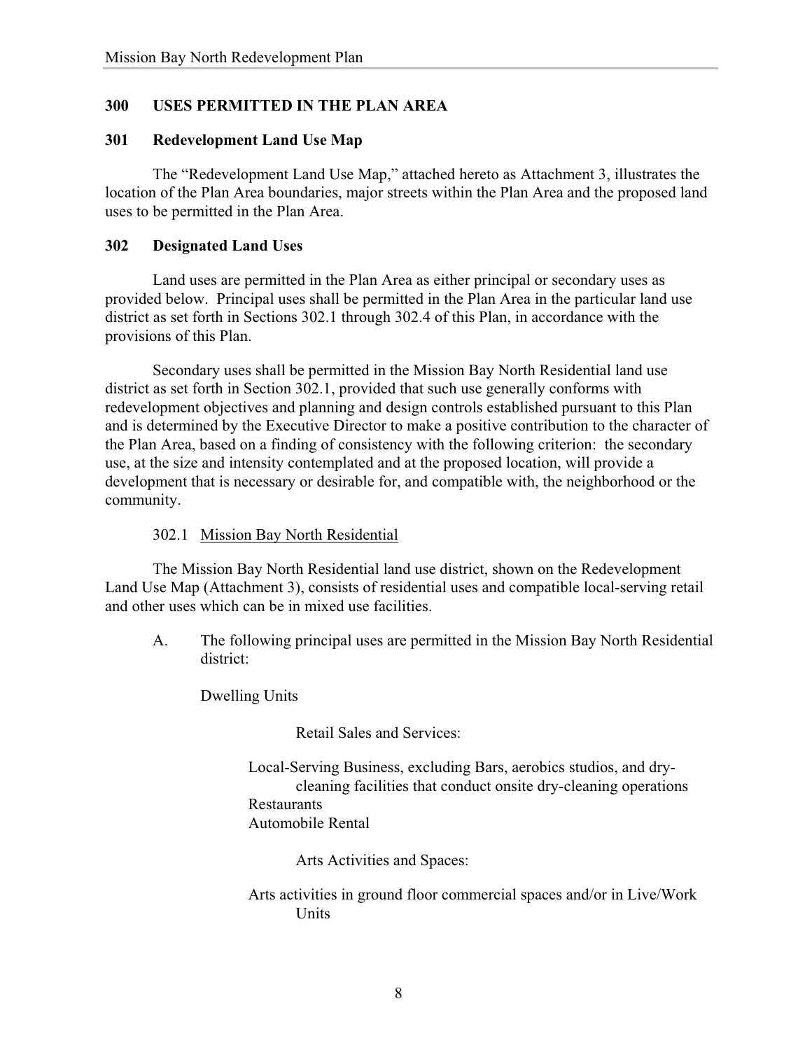## 300 USES PERMITTED IN THE PLAN AREA

### 301 Redevelopment Land Use Map

The "Redevelopment Land Use Map," attached hereto as Attachment 3, illustrates the location of the Plan Area boundaries, major streets within the Plan Area and the proposed land uses to be permitted in the Plan Area.

### 302 Designated Land Uses

Land uses are permitted in the Plan Area as either principal or secondary uses as provided below. Principal uses shall be permitted in the Plan Area in the particular land use district as set forth in Sections 302.1 through 302.4 of this Plan, in accordance with the provisions of this Plan.

Secondary uses shall be permitted in the Mission Bay North Residential land use district as set forth in Section 302.1, provided that such use generally conforms with redevelopment objectives and planning and design controls established pursuant to this Plan and is determined by the Executive Director to make a positive contribution to the character of the Plan Area, based on a finding of consistency with the following criterion: the secondary use, at the size and intensity contemplated and at the proposed location, will provide a development that is necessary or desirable for, and compatible with, the neighborhood or the community.

302.1 <u>Mission Bay North Residential</u>

The Mission Bay North Residential land use district, shown on the Redevelopment Land Use Map (Attachment 3), consists of residential uses and compatible local-serving retail and other uses which can be in mixed use facilities.

A. The following principal uses are permitted in the Mission Bay North Residential district:

Dwelling Units

Retail Sales and Services:

Local-Serving Business, excluding Bars, aerobics studios, and dry-cleaning facilities that conduct onsite dry-cleaning operations
Restaurants
Automobile Rental

Arts Activities and Spaces:

Arts activities in ground floor commercial spaces and/or in Live/Work Units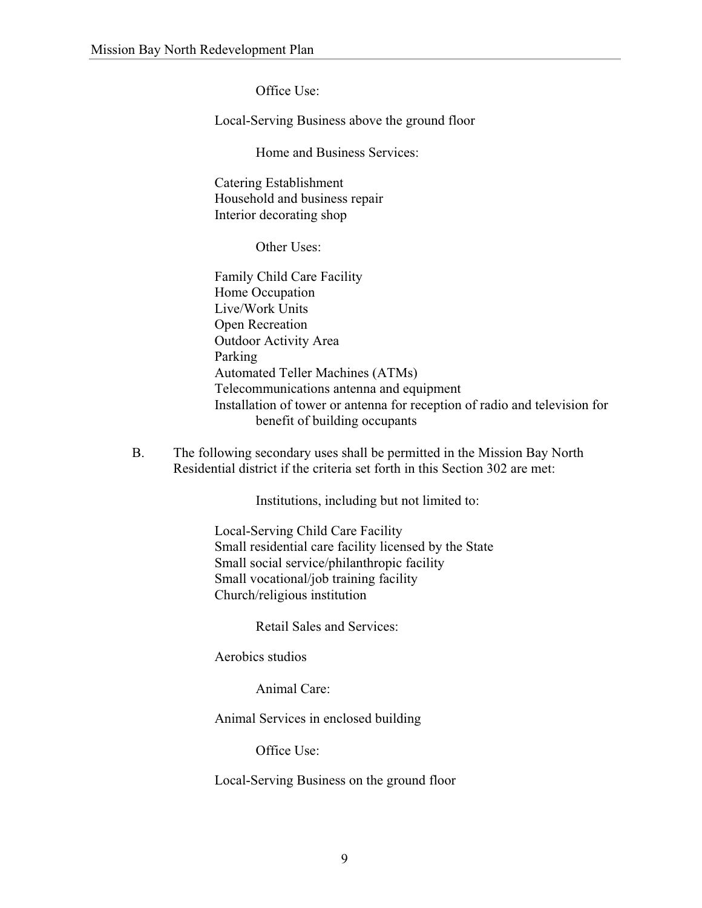Office Use:

Local-Serving Business above the ground floor

Home and Business Services:

Catering Establishment
Household and business repair
Interior decorating shop

Other Uses:

Family Child Care Facility
Home Occupation
Live/Work Units
Open Recreation
Outdoor Activity Area
Parking
Automated Teller Machines (ATMs)
Telecommunications antenna and equipment
Installation of tower or antenna for reception of radio and television for benefit of building occupants

B. The following secondary uses shall be permitted in the Mission Bay North Residential district if the criteria set forth in this Section 302 are met:

Institutions, including but not limited to:

Local-Serving Child Care Facility
Small residential care facility licensed by the State
Small social service/philanthropic facility
Small vocational/job training facility
Church/religious institution

Retail Sales and Services:

Aerobics studios

Animal Care:

Animal Services in enclosed building

Office Use:

Local-Serving Business on the ground floor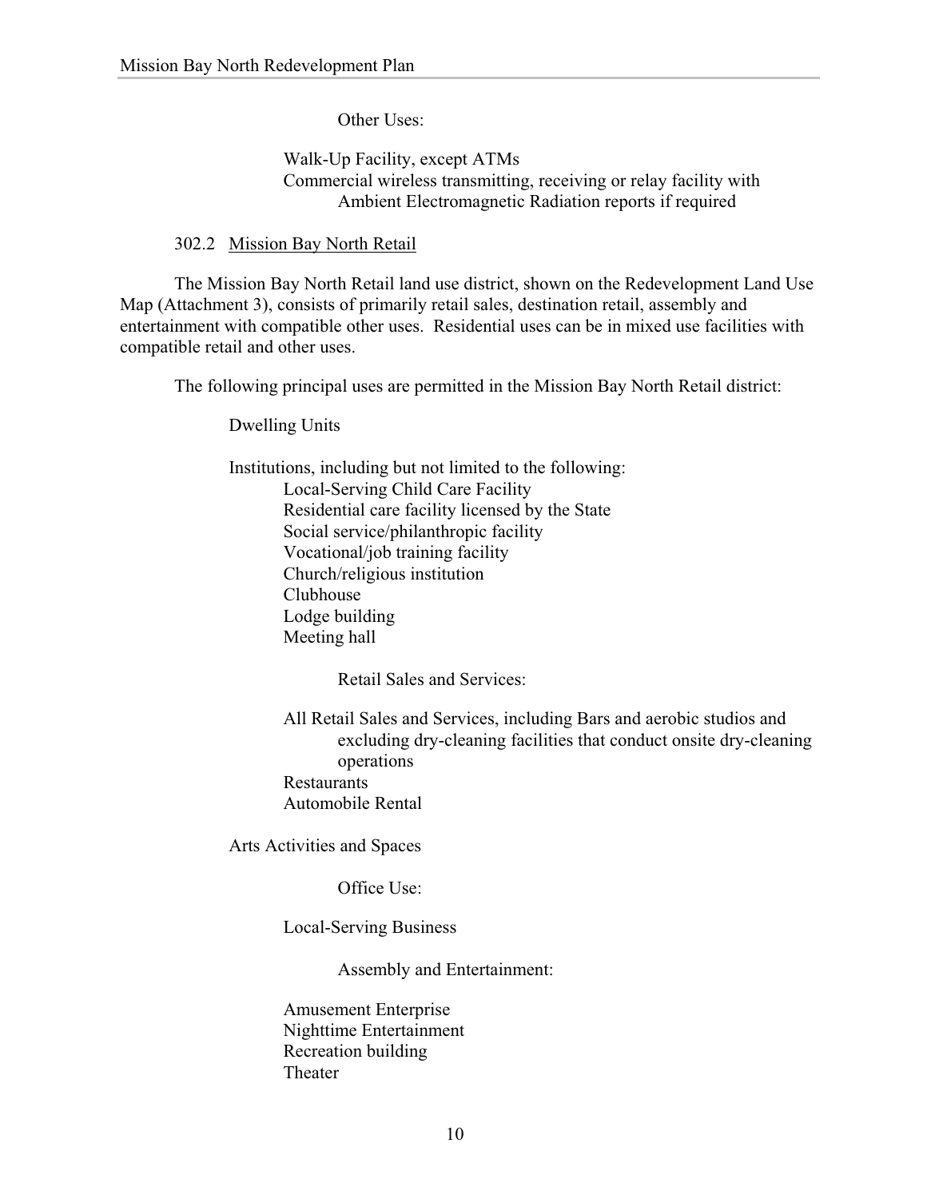Other Uses:

Walk-Up Facility, except ATMs
Commercial wireless transmitting, receiving or relay facility with Ambient Electromagnetic Radiation reports if required

302.2 Mission Bay North Retail

The Mission Bay North Retail land use district, shown on the Redevelopment Land Use Map (Attachment 3), consists of primarily retail sales, destination retail, assembly and entertainment with compatible other uses. Residential uses can be in mixed use facilities with compatible retail and other uses.

The following principal uses are permitted in the Mission Bay North Retail district:

Dwelling Units

Institutions, including but not limited to the following:

- Local-Serving Child Care Facility
- Residential care facility licensed by the State
- Social service/philanthropic facility
- Vocational/job training facility
- Church/religious institution
- Clubhouse
- Lodge building
- Meeting hall

Retail Sales and Services:

- All Retail Sales and Services, including Bars and aerobic studios and excluding dry-cleaning facilities that conduct onsite dry-cleaning operations
- Restaurants
- Automobile Rental

Arts Activities and Spaces

Office Use:

- Local-Serving Business

Assembly and Entertainment:

- Amusement Enterprise
- Nighttime Entertainment
- Recreation building
- Theater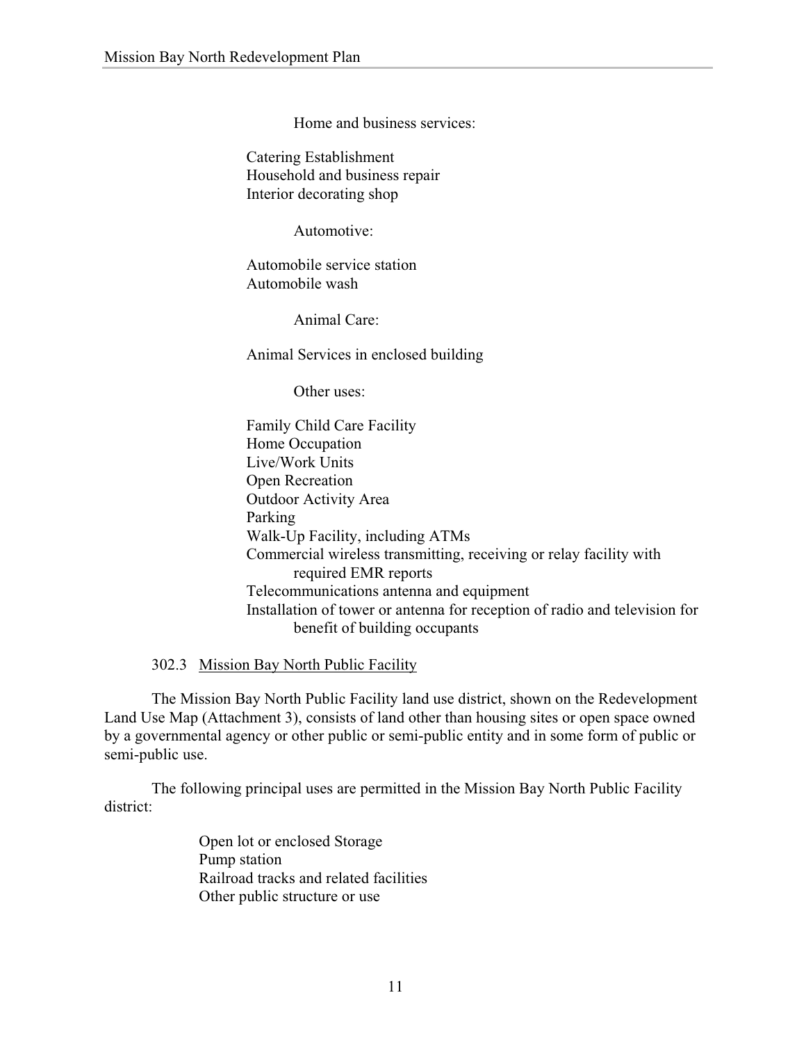Home and business services:

Catering Establishment
Household and business repair
Interior decorating shop

Automotive:

Automobile service station
Automobile wash

Animal Care:

Animal Services in enclosed building

Other uses:

Family Child Care Facility
Home Occupation
Live/Work Units
Open Recreation
Outdoor Activity Area
Parking
Walk-Up Facility, including ATMs
Commercial wireless transmitting, receiving or relay facility with required EMR reports
Telecommunications antenna and equipment
Installation of tower or antenna for reception of radio and television for benefit of building occupants

302.3 Mission Bay North Public Facility

The Mission Bay North Public Facility land use district, shown on the Redevelopment Land Use Map (Attachment 3), consists of land other than housing sites or open space owned by a governmental agency or other public or semi-public entity and in some form of public or semi-public use.

The following principal uses are permitted in the Mission Bay North Public Facility district:

Open lot or enclosed Storage
Pump station
Railroad tracks and related facilities
Other public structure or use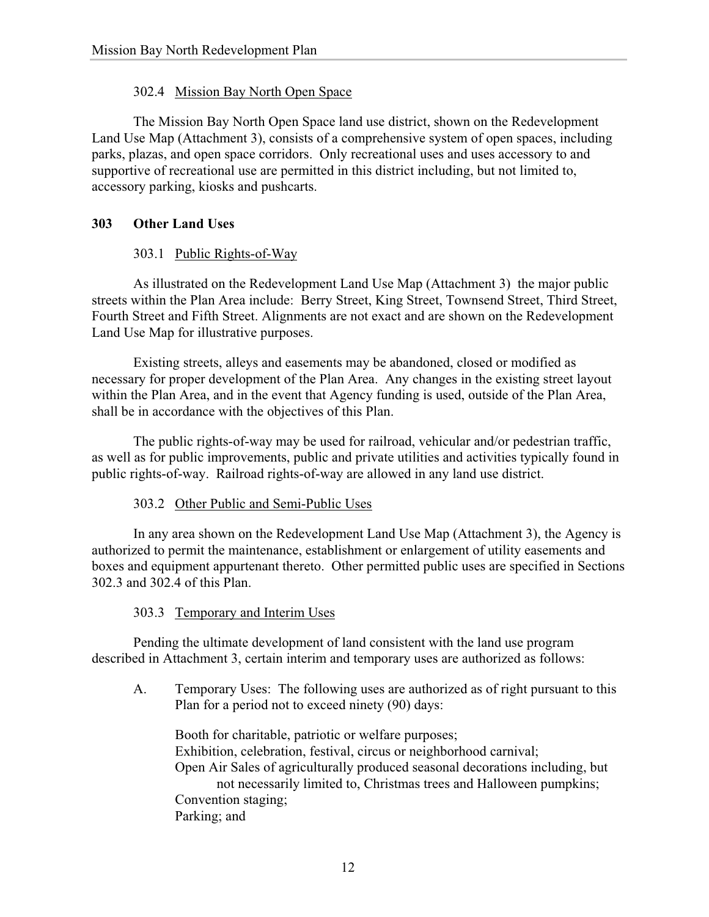302.4 Mission Bay North Open Space

The Mission Bay North Open Space land use district, shown on the Redevelopment Land Use Map (Attachment 3), consists of a comprehensive system of open spaces, including parks, plazas, and open space corridors. Only recreational uses and uses accessory to and supportive of recreational use are permitted in this district including, but not limited to, accessory parking, kiosks and pushcarts.

## 303 Other Land Uses

303.1 Public Rights-of-Way

As illustrated on the Redevelopment Land Use Map (Attachment 3) the major public streets within the Plan Area include: Berry Street, King Street, Townsend Street, Third Street, Fourth Street and Fifth Street. Alignments are not exact and are shown on the Redevelopment Land Use Map for illustrative purposes.

Existing streets, alleys and easements may be abandoned, closed or modified as necessary for proper development of the Plan Area. Any changes in the existing street layout within the Plan Area, and in the event that Agency funding is used, outside of the Plan Area, shall be in accordance with the objectives of this Plan.

The public rights-of-way may be used for railroad, vehicular and/or pedestrian traffic, as well as for public improvements, public and private utilities and activities typically found in public rights-of-way. Railroad rights-of-way are allowed in any land use district.

303.2 Other Public and Semi-Public Uses

In any area shown on the Redevelopment Land Use Map (Attachment 3), the Agency is authorized to permit the maintenance, establishment or enlargement of utility easements and boxes and equipment appurtenant thereto. Other permitted public uses are specified in Sections 302.3 and 302.4 of this Plan.

303.3 Temporary and Interim Uses

Pending the ultimate development of land consistent with the land use program described in Attachment 3, certain interim and temporary uses are authorized as follows:

A. Temporary Uses: The following uses are authorized as of right pursuant to this Plan for a period not to exceed ninety (90) days:

Booth for charitable, patriotic or welfare purposes;
Exhibition, celebration, festival, circus or neighborhood carnival;
Open Air Sales of agriculturally produced seasonal decorations including, but not necessarily limited to, Christmas trees and Halloween pumpkins;
Convention staging;
Parking; and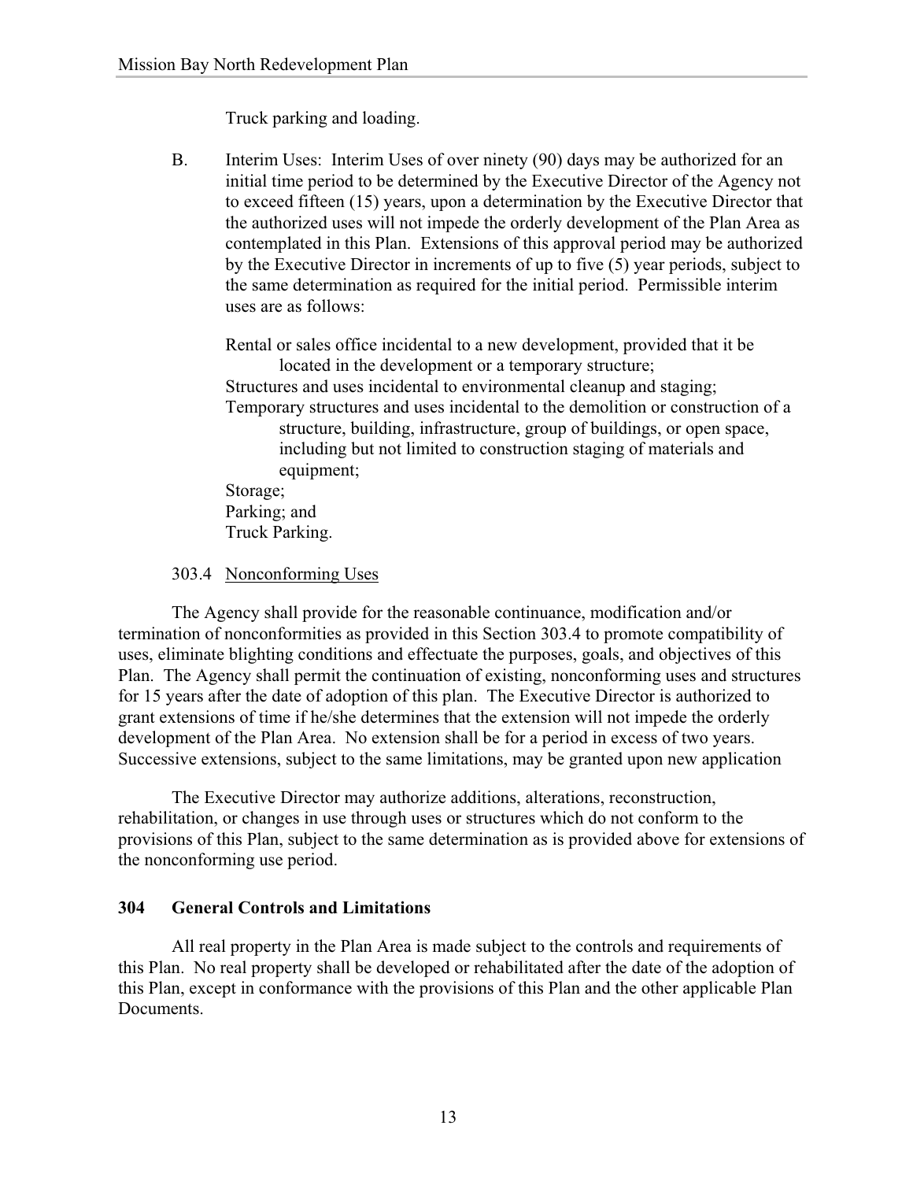Truck parking and loading.

B. Interim Uses: Interim Uses of over ninety (90) days may be authorized for an initial time period to be determined by the Executive Director of the Agency not to exceed fifteen (15) years, upon a determination by the Executive Director that the authorized uses will not impede the orderly development of the Plan Area as contemplated in this Plan. Extensions of this approval period may be authorized by the Executive Director in increments of up to five (5) year periods, subject to the same determination as required for the initial period. Permissible interim uses are as follows:

Rental or sales office incidental to a new development, provided that it be located in the development or a temporary structure;
Structures and uses incidental to environmental cleanup and staging;
Temporary structures and uses incidental to the demolition or construction of a structure, building, infrastructure, group of buildings, or open space, including but not limited to construction staging of materials and equipment;
Storage;
Parking; and
Truck Parking.

303.4 Nonconforming Uses

The Agency shall provide for the reasonable continuance, modification and/or termination of nonconformities as provided in this Section 303.4 to promote compatibility of uses, eliminate blighting conditions and effectuate the purposes, goals, and objectives of this Plan. The Agency shall permit the continuation of existing, nonconforming uses and structures for 15 years after the date of adoption of this plan. The Executive Director is authorized to grant extensions of time if he/she determines that the extension will not impede the orderly development of the Plan Area. No extension shall be for a period in excess of two years. Successive extensions, subject to the same limitations, may be granted upon new application

The Executive Director may authorize additions, alterations, reconstruction, rehabilitation, or changes in use through uses or structures which do not conform to the provisions of this Plan, subject to the same determination as is provided above for extensions of the nonconforming use period.

## 304 General Controls and Limitations

All real property in the Plan Area is made subject to the controls and requirements of this Plan. No real property shall be developed or rehabilitated after the date of the adoption of this Plan, except in conformance with the provisions of this Plan and the other applicable Plan Documents.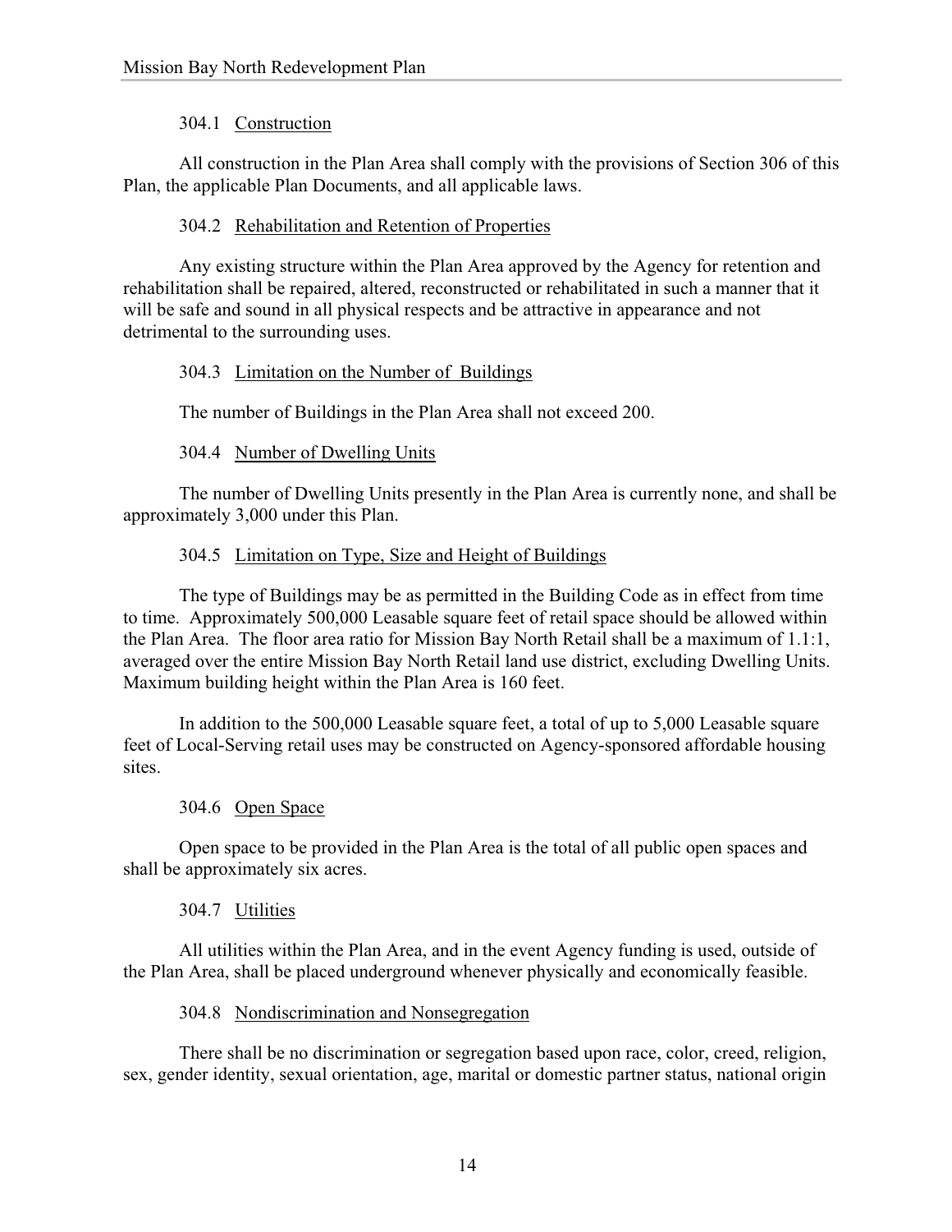### 304.1 Construction

All construction in the Plan Area shall comply with the provisions of Section 306 of this Plan, the applicable Plan Documents, and all applicable laws.

### 304.2 Rehabilitation and Retention of Properties

Any existing structure within the Plan Area approved by the Agency for retention and rehabilitation shall be repaired, altered, reconstructed or rehabilitated in such a manner that it will be safe and sound in all physical respects and be attractive in appearance and not detrimental to the surrounding uses.

### 304.3 Limitation on the Number of Buildings

The number of Buildings in the Plan Area shall not exceed 200.

### 304.4 Number of Dwelling Units

The number of Dwelling Units presently in the Plan Area is currently none, and shall be approximately 3,000 under this Plan.

### 304.5 Limitation on Type, Size and Height of Buildings

The type of Buildings may be as permitted in the Building Code as in effect from time to time. Approximately 500,000 Leasable square feet of retail space should be allowed within the Plan Area. The floor area ratio for Mission Bay North Retail shall be a maximum of 1.1:1, averaged over the entire Mission Bay North Retail land use district, excluding Dwelling Units. Maximum building height within the Plan Area is 160 feet.

In addition to the 500,000 Leasable square feet, a total of up to 5,000 Leasable square feet of Local-Serving retail uses may be constructed on Agency-sponsored affordable housing sites.

### 304.6 Open Space

Open space to be provided in the Plan Area is the total of all public open spaces and shall be approximately six acres.

### 304.7 Utilities

All utilities within the Plan Area, and in the event Agency funding is used, outside of the Plan Area, shall be placed underground whenever physically and economically feasible.

### 304.8 Nondiscrimination and Nonsegregation

There shall be no discrimination or segregation based upon race, color, creed, religion, sex, gender identity, sexual orientation, age, marital or domestic partner status, national origin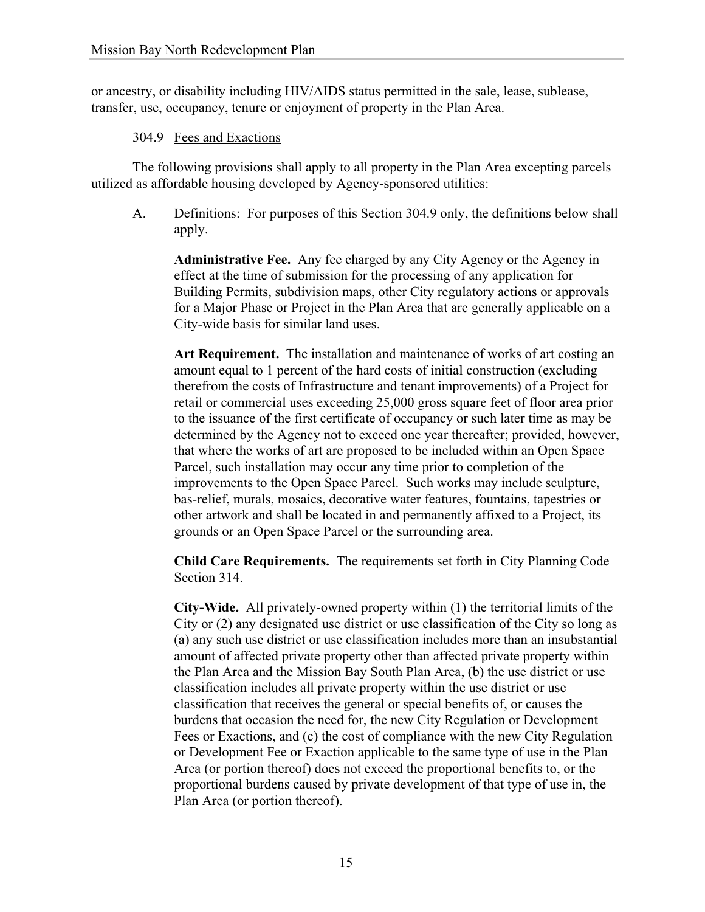or ancestry, or disability including HIV/AIDS status permitted in the sale, lease, sublease, transfer, use, occupancy, tenure or enjoyment of property in the Plan Area.

304.9 Fees and Exactions

The following provisions shall apply to all property in the Plan Area excepting parcels utilized as affordable housing developed by Agency-sponsored utilities:

A. Definitions: For purposes of this Section 304.9 only, the definitions below shall apply.

**Administrative Fee.** Any fee charged by any City Agency or the Agency in effect at the time of submission for the processing of any application for Building Permits, subdivision maps, other City regulatory actions or approvals for a Major Phase or Project in the Plan Area that are generally applicable on a City-wide basis for similar land uses.

**Art Requirement.** The installation and maintenance of works of art costing an amount equal to 1 percent of the hard costs of initial construction (excluding therefrom the costs of Infrastructure and tenant improvements) of a Project for retail or commercial uses exceeding 25,000 gross square feet of floor area prior to the issuance of the first certificate of occupancy or such later time as may be determined by the Agency not to exceed one year thereafter; provided, however, that where the works of art are proposed to be included within an Open Space Parcel, such installation may occur any time prior to completion of the improvements to the Open Space Parcel. Such works may include sculpture, bas-relief, murals, mosaics, decorative water features, fountains, tapestries or other artwork and shall be located in and permanently affixed to a Project, its grounds or an Open Space Parcel or the surrounding area.

**Child Care Requirements.** The requirements set forth in City Planning Code Section 314.

**City-Wide.** All privately-owned property within (1) the territorial limits of the City or (2) any designated use district or use classification of the City so long as (a) any such use district or use classification includes more than an insubstantial amount of affected private property other than affected private property within the Plan Area and the Mission Bay South Plan Area, (b) the use district or use classification includes all private property within the use district or use classification that receives the general or special benefits of, or causes the burdens that occasion the need for, the new City Regulation or Development Fees or Exactions, and (c) the cost of compliance with the new City Regulation or Development Fee or Exaction applicable to the same type of use in the Plan Area (or portion thereof) does not exceed the proportional benefits to, or the proportional burdens caused by private development of that type of use in, the Plan Area (or portion thereof).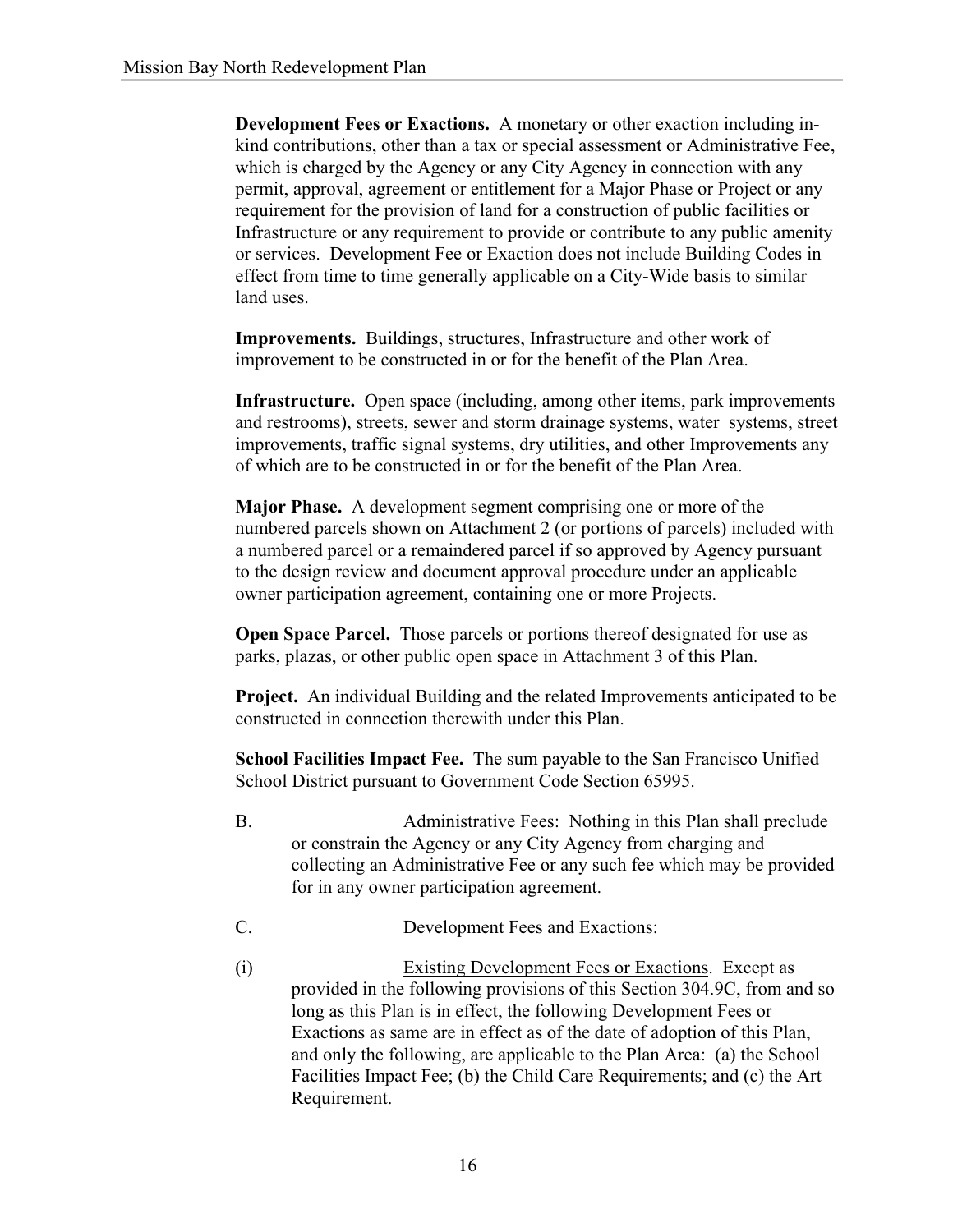**Development Fees or Exactions.** A monetary or other exaction including in-kind contributions, other than a tax or special assessment or Administrative Fee, which is charged by the Agency or any City Agency in connection with any permit, approval, agreement or entitlement for a Major Phase or Project or any requirement for the provision of land for a construction of public facilities or Infrastructure or any requirement to provide or contribute to any public amenity or services. Development Fee or Exaction does not include Building Codes in effect from time to time generally applicable on a City-Wide basis to similar land uses.

**Improvements.** Buildings, structures, Infrastructure and other work of improvement to be constructed in or for the benefit of the Plan Area.

**Infrastructure.** Open space (including, among other items, park improvements and restrooms), streets, sewer and storm drainage systems, water systems, street improvements, traffic signal systems, dry utilities, and other Improvements any of which are to be constructed in or for the benefit of the Plan Area.

**Major Phase.** A development segment comprising one or more of the numbered parcels shown on Attachment 2 (or portions of parcels) included with a numbered parcel or a remaindered parcel if so approved by Agency pursuant to the design review and document approval procedure under an applicable owner participation agreement, containing one or more Projects.

**Open Space Parcel.** Those parcels or portions thereof designated for use as parks, plazas, or other public open space in Attachment 3 of this Plan.

**Project.** An individual Building and the related Improvements anticipated to be constructed in connection therewith under this Plan.

**School Facilities Impact Fee.** The sum payable to the San Francisco Unified School District pursuant to Government Code Section 65995.

B. Administrative Fees: Nothing in this Plan shall preclude or constrain the Agency or any City Agency from charging and collecting an Administrative Fee or any such fee which may be provided for in any owner participation agreement.

C. Development Fees and Exactions:

(i) Existing Development Fees or Exactions. Except as provided in the following provisions of this Section 304.9C, from and so long as this Plan is in effect, the following Development Fees or Exactions as same are in effect as of the date of adoption of this Plan, and only the following, are applicable to the Plan Area: (a) the School Facilities Impact Fee; (b) the Child Care Requirements; and (c) the Art Requirement.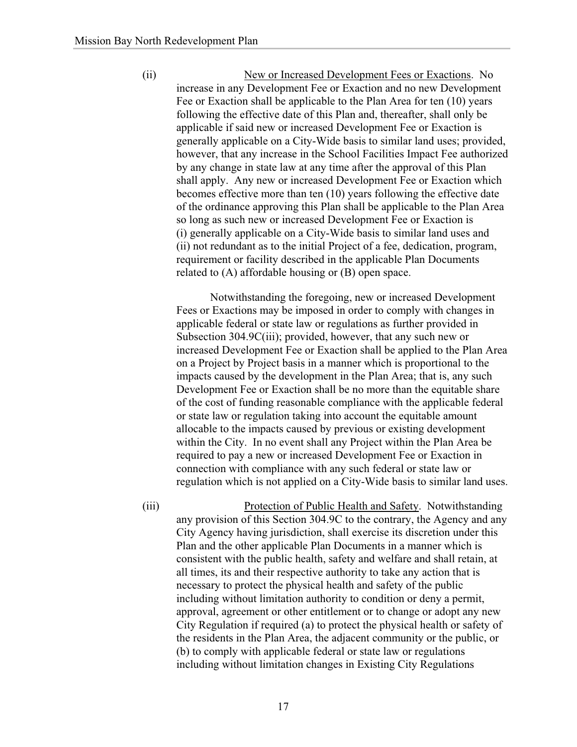(ii) New or Increased Development Fees or Exactions. No increase in any Development Fee or Exaction and no new Development Fee or Exaction shall be applicable to the Plan Area for ten (10) years following the effective date of this Plan and, thereafter, shall only be applicable if said new or increased Development Fee or Exaction is generally applicable on a City-Wide basis to similar land uses; provided, however, that any increase in the School Facilities Impact Fee authorized by any change in state law at any time after the approval of this Plan shall apply. Any new or increased Development Fee or Exaction which becomes effective more than ten (10) years following the effective date of the ordinance approving this Plan shall be applicable to the Plan Area so long as such new or increased Development Fee or Exaction is (i) generally applicable on a City-Wide basis to similar land uses and (ii) not redundant as to the initial Project of a fee, dedication, program, requirement or facility described in the applicable Plan Documents related to (A) affordable housing or (B) open space.

Notwithstanding the foregoing, new or increased Development Fees or Exactions may be imposed in order to comply with changes in applicable federal or state law or regulations as further provided in Subsection 304.9C(iii); provided, however, that any such new or increased Development Fee or Exaction shall be applied to the Plan Area on a Project by Project basis in a manner which is proportional to the impacts caused by the development in the Plan Area; that is, any such Development Fee or Exaction shall be no more than the equitable share of the cost of funding reasonable compliance with the applicable federal or state law or regulation taking into account the equitable amount allocable to the impacts caused by previous or existing development within the City. In no event shall any Project within the Plan Area be required to pay a new or increased Development Fee or Exaction in connection with compliance with any such federal or state law or regulation which is not applied on a City-Wide basis to similar land uses.

(iii) Protection of Public Health and Safety. Notwithstanding any provision of this Section 304.9C to the contrary, the Agency and any City Agency having jurisdiction, shall exercise its discretion under this Plan and the other applicable Plan Documents in a manner which is consistent with the public health, safety and welfare and shall retain, at all times, its and their respective authority to take any action that is necessary to protect the physical health and safety of the public including without limitation authority to condition or deny a permit, approval, agreement or other entitlement or to change or adopt any new City Regulation if required (a) to protect the physical health or safety of the residents in the Plan Area, the adjacent community or the public, or (b) to comply with applicable federal or state law or regulations including without limitation changes in Existing City Regulations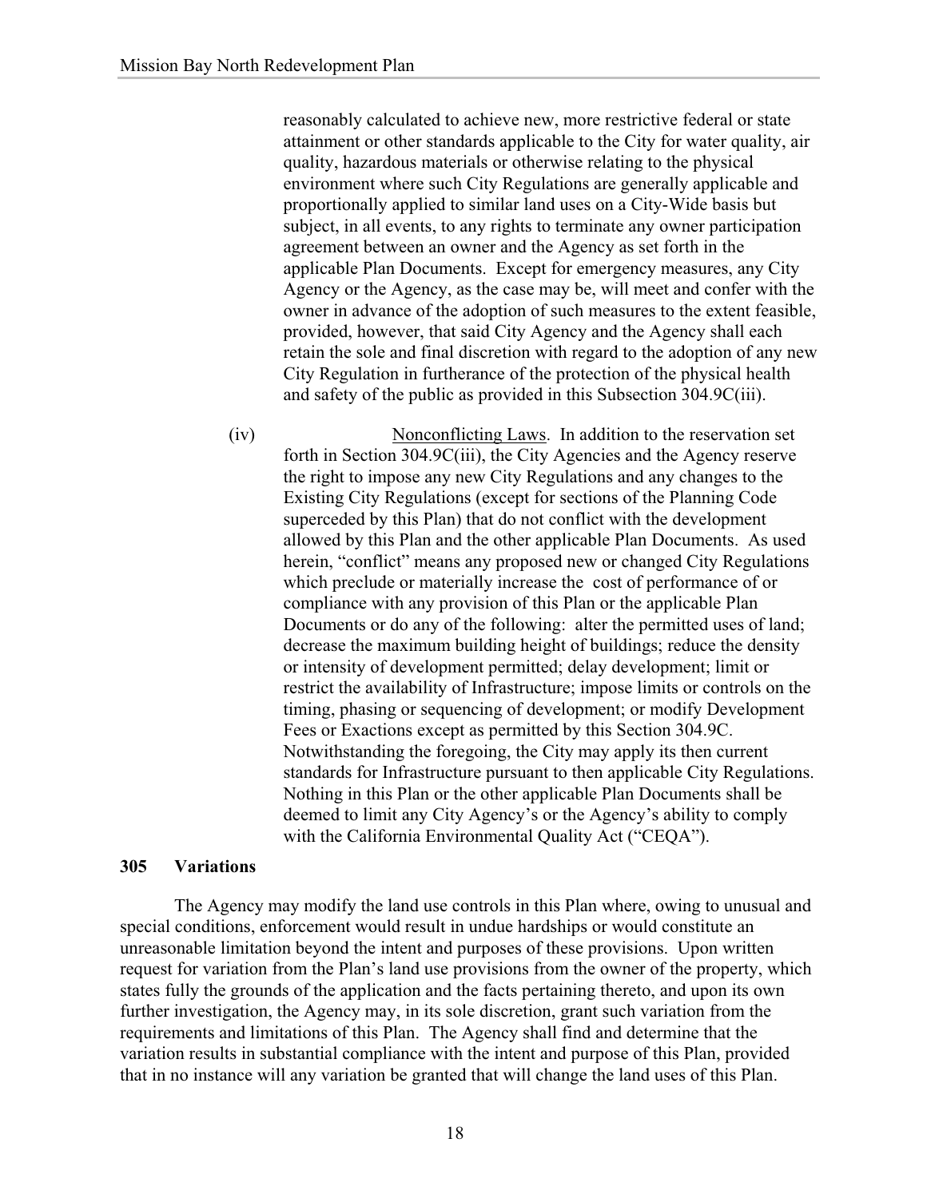reasonably calculated to achieve new, more restrictive federal or state attainment or other standards applicable to the City for water quality, air quality, hazardous materials or otherwise relating to the physical environment where such City Regulations are generally applicable and proportionally applied to similar land uses on a City-Wide basis but subject, in all events, to any rights to terminate any owner participation agreement between an owner and the Agency as set forth in the applicable Plan Documents. Except for emergency measures, any City Agency or the Agency, as the case may be, will meet and confer with the owner in advance of the adoption of such measures to the extent feasible, provided, however, that said City Agency and the Agency shall each retain the sole and final discretion with regard to the adoption of any new City Regulation in furtherance of the protection of the physical health and safety of the public as provided in this Subsection 304.9C(iii).

(iv) Nonconflicting Laws. In addition to the reservation set forth in Section 304.9C(iii), the City Agencies and the Agency reserve the right to impose any new City Regulations and any changes to the Existing City Regulations (except for sections of the Planning Code superceded by this Plan) that do not conflict with the development allowed by this Plan and the other applicable Plan Documents. As used herein, "conflict" means any proposed new or changed City Regulations which preclude or materially increase the cost of performance of or compliance with any provision of this Plan or the applicable Plan Documents or do any of the following: alter the permitted uses of land; decrease the maximum building height of buildings; reduce the density or intensity of development permitted; delay development; limit or restrict the availability of Infrastructure; impose limits or controls on the timing, phasing or sequencing of development; or modify Development Fees or Exactions except as permitted by this Section 304.9C. Notwithstanding the foregoing, the City may apply its then current standards for Infrastructure pursuant to then applicable City Regulations. Nothing in this Plan or the other applicable Plan Documents shall be deemed to limit any City Agency's or the Agency's ability to comply with the California Environmental Quality Act ("CEQA").

**305 Variations**

The Agency may modify the land use controls in this Plan where, owing to unusual and special conditions, enforcement would result in undue hardships or would constitute an unreasonable limitation beyond the intent and purposes of these provisions. Upon written request for variation from the Plan's land use provisions from the owner of the property, which states fully the grounds of the application and the facts pertaining thereto, and upon its own further investigation, the Agency may, in its sole discretion, grant such variation from the requirements and limitations of this Plan. The Agency shall find and determine that the variation results in substantial compliance with the intent and purpose of this Plan, provided that in no instance will any variation be granted that will change the land uses of this Plan.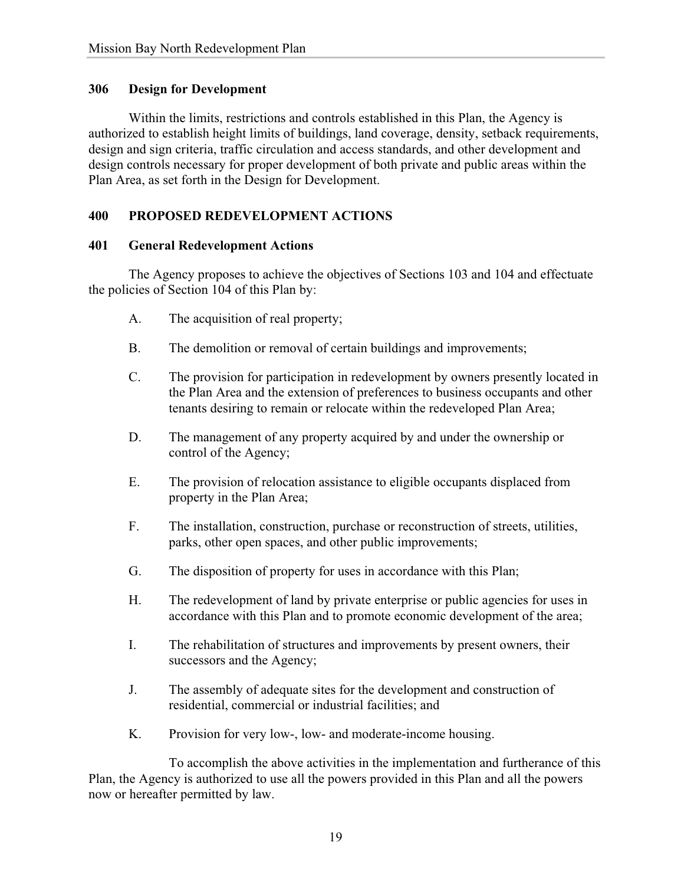### 306 Design for Development

Within the limits, restrictions and controls established in this Plan, the Agency is authorized to establish height limits of buildings, land coverage, density, setback requirements, design and sign criteria, traffic circulation and access standards, and other development and design controls necessary for proper development of both private and public areas within the Plan Area, as set forth in the Design for Development.

## 400 PROPOSED REDEVELOPMENT ACTIONS

### 401 General Redevelopment Actions

The Agency proposes to achieve the objectives of Sections 103 and 104 and effectuate the policies of Section 104 of this Plan by:

A. The acquisition of real property;

B. The demolition or removal of certain buildings and improvements;

C. The provision for participation in redevelopment by owners presently located in the Plan Area and the extension of preferences to business occupants and other tenants desiring to remain or relocate within the redeveloped Plan Area;

D. The management of any property acquired by and under the ownership or control of the Agency;

E. The provision of relocation assistance to eligible occupants displaced from property in the Plan Area;

F. The installation, construction, purchase or reconstruction of streets, utilities, parks, other open spaces, and other public improvements;

G. The disposition of property for uses in accordance with this Plan;

H. The redevelopment of land by private enterprise or public agencies for uses in accordance with this Plan and to promote economic development of the area;

I. The rehabilitation of structures and improvements by present owners, their successors and the Agency;

J. The assembly of adequate sites for the development and construction of residential, commercial or industrial facilities; and

K. Provision for very low-, low- and moderate-income housing.

To accomplish the above activities in the implementation and furtherance of this Plan, the Agency is authorized to use all the powers provided in this Plan and all the powers now or hereafter permitted by law.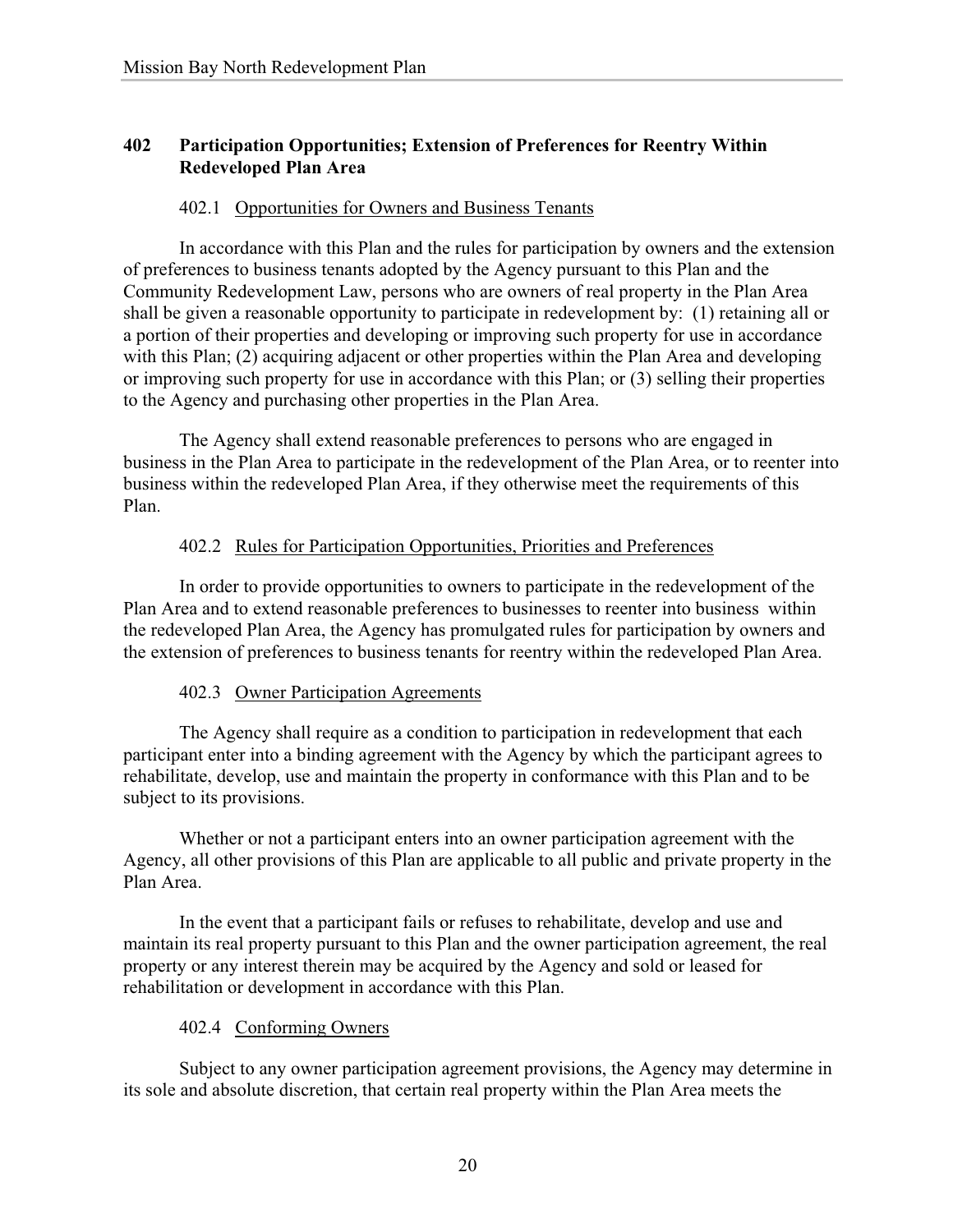## 402 Participation Opportunities; Extension of Preferences for Reentry Within Redeveloped Plan Area

### 402.1 Opportunities for Owners and Business Tenants

In accordance with this Plan and the rules for participation by owners and the extension of preferences to business tenants adopted by the Agency pursuant to this Plan and the Community Redevelopment Law, persons who are owners of real property in the Plan Area shall be given a reasonable opportunity to participate in redevelopment by: (1) retaining all or a portion of their properties and developing or improving such property for use in accordance with this Plan; (2) acquiring adjacent or other properties within the Plan Area and developing or improving such property for use in accordance with this Plan; or (3) selling their properties to the Agency and purchasing other properties in the Plan Area.

The Agency shall extend reasonable preferences to persons who are engaged in business in the Plan Area to participate in the redevelopment of the Plan Area, or to reenter into business within the redeveloped Plan Area, if they otherwise meet the requirements of this Plan.

### 402.2 Rules for Participation Opportunities, Priorities and Preferences

In order to provide opportunities to owners to participate in the redevelopment of the Plan Area and to extend reasonable preferences to businesses to reenter into business within the redeveloped Plan Area, the Agency has promulgated rules for participation by owners and the extension of preferences to business tenants for reentry within the redeveloped Plan Area.

### 402.3 Owner Participation Agreements

The Agency shall require as a condition to participation in redevelopment that each participant enter into a binding agreement with the Agency by which the participant agrees to rehabilitate, develop, use and maintain the property in conformance with this Plan and to be subject to its provisions.

Whether or not a participant enters into an owner participation agreement with the Agency, all other provisions of this Plan are applicable to all public and private property in the Plan Area.

In the event that a participant fails or refuses to rehabilitate, develop and use and maintain its real property pursuant to this Plan and the owner participation agreement, the real property or any interest therein may be acquired by the Agency and sold or leased for rehabilitation or development in accordance with this Plan.

### 402.4 Conforming Owners

Subject to any owner participation agreement provisions, the Agency may determine in its sole and absolute discretion, that certain real property within the Plan Area meets the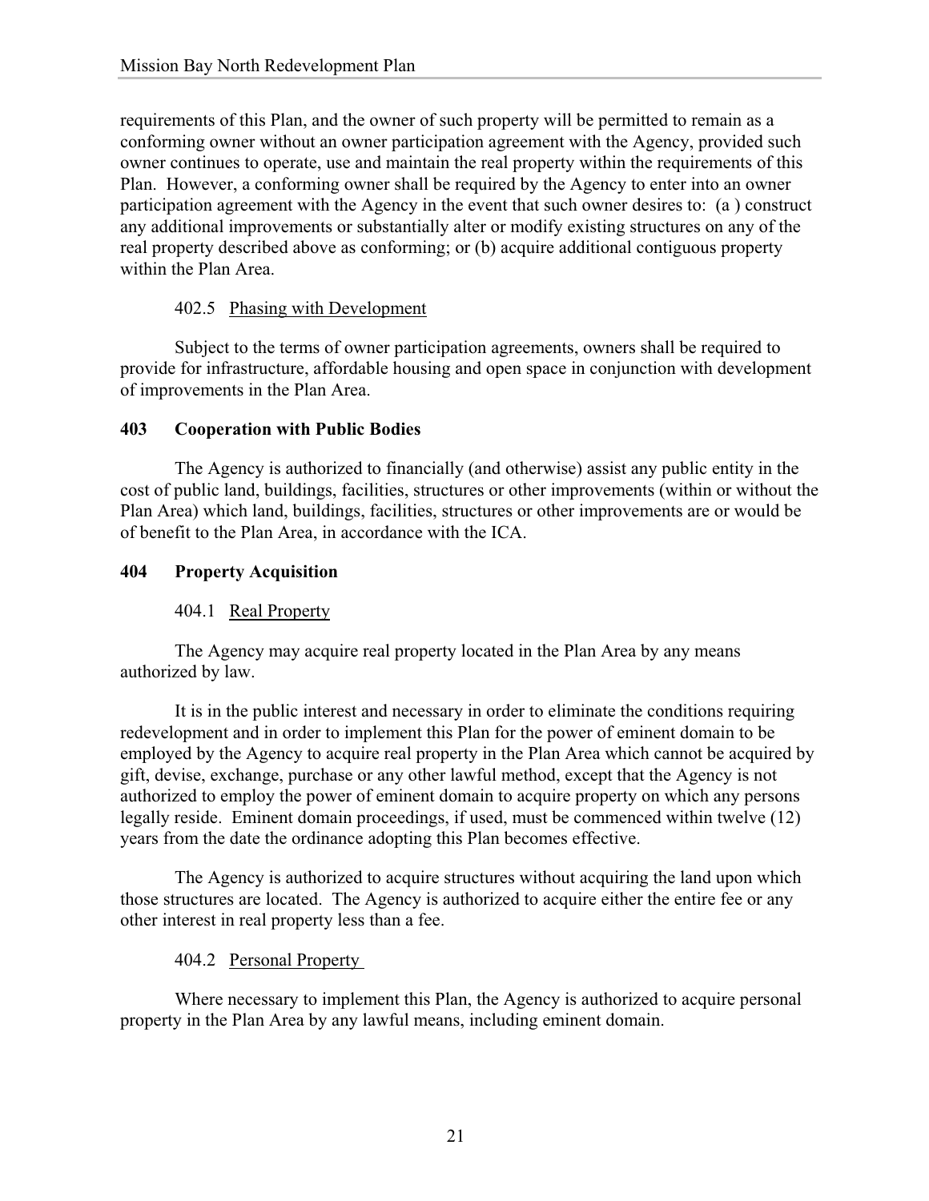requirements of this Plan, and the owner of such property will be permitted to remain as a conforming owner without an owner participation agreement with the Agency, provided such owner continues to operate, use and maintain the real property within the requirements of this Plan. However, a conforming owner shall be required by the Agency to enter into an owner participation agreement with the Agency in the event that such owner desires to: (a ) construct any additional improvements or substantially alter or modify existing structures on any of the real property described above as conforming; or (b) acquire additional contiguous property within the Plan Area.

#### 402.5 Phasing with Development

Subject to the terms of owner participation agreements, owners shall be required to provide for infrastructure, affordable housing and open space in conjunction with development of improvements in the Plan Area.

### 403 Cooperation with Public Bodies

The Agency is authorized to financially (and otherwise) assist any public entity in the cost of public land, buildings, facilities, structures or other improvements (within or without the Plan Area) which land, buildings, facilities, structures or other improvements are or would be of benefit to the Plan Area, in accordance with the ICA.

### 404 Property Acquisition

#### 404.1 Real Property

The Agency may acquire real property located in the Plan Area by any means authorized by law.

It is in the public interest and necessary in order to eliminate the conditions requiring redevelopment and in order to implement this Plan for the power of eminent domain to be employed by the Agency to acquire real property in the Plan Area which cannot be acquired by gift, devise, exchange, purchase or any other lawful method, except that the Agency is not authorized to employ the power of eminent domain to acquire property on which any persons legally reside. Eminent domain proceedings, if used, must be commenced within twelve (12) years from the date the ordinance adopting this Plan becomes effective.

The Agency is authorized to acquire structures without acquiring the land upon which those structures are located. The Agency is authorized to acquire either the entire fee or any other interest in real property less than a fee.

#### 404.2 Personal Property

Where necessary to implement this Plan, the Agency is authorized to acquire personal property in the Plan Area by any lawful means, including eminent domain.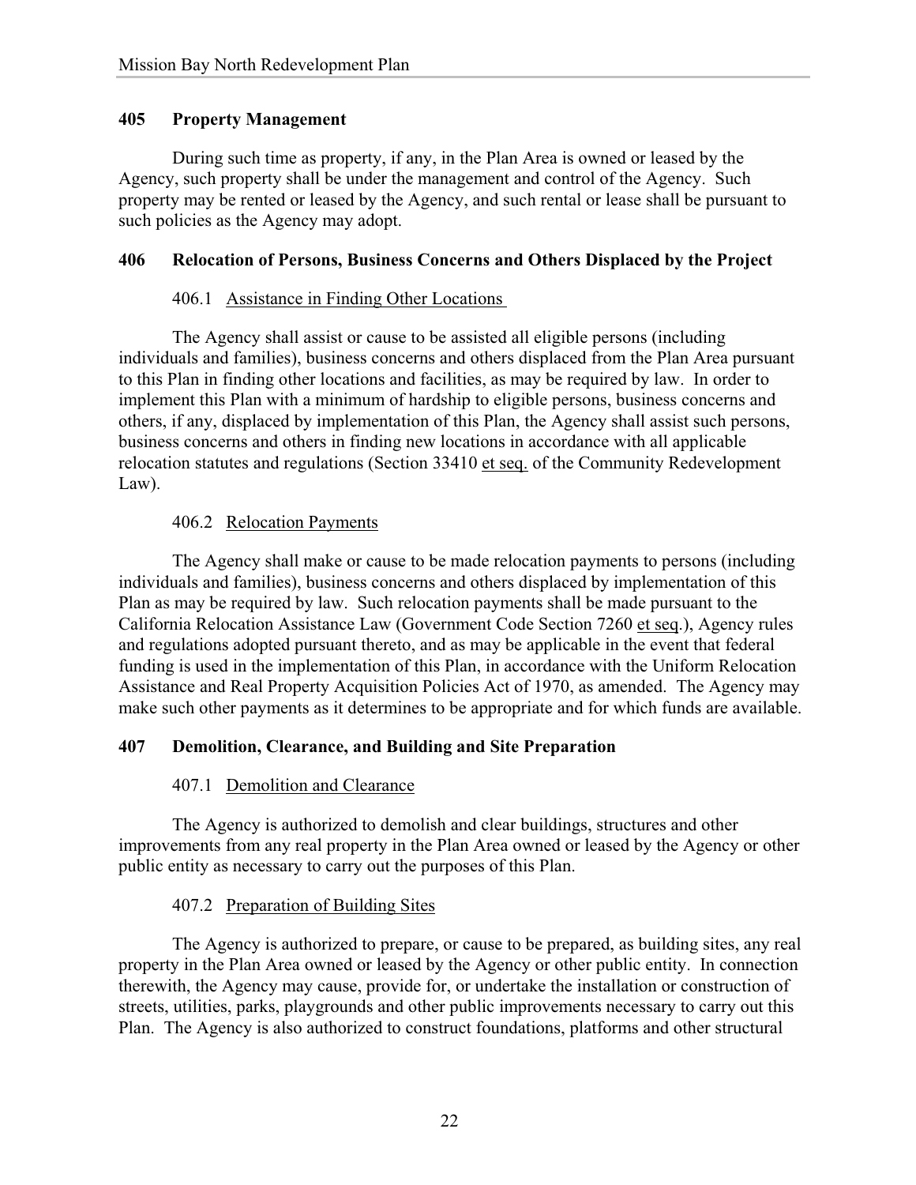## 405 Property Management

During such time as property, if any, in the Plan Area is owned or leased by the Agency, such property shall be under the management and control of the Agency. Such property may be rented or leased by the Agency, and such rental or lease shall be pursuant to such policies as the Agency may adopt.

## 406 Relocation of Persons, Business Concerns and Others Displaced by the Project

### 406.1 Assistance in Finding Other Locations

The Agency shall assist or cause to be assisted all eligible persons (including individuals and families), business concerns and others displaced from the Plan Area pursuant to this Plan in finding other locations and facilities, as may be required by law. In order to implement this Plan with a minimum of hardship to eligible persons, business concerns and others, if any, displaced by implementation of this Plan, the Agency shall assist such persons, business concerns and others in finding new locations in accordance with all applicable relocation statutes and regulations (Section 33410 et seq. of the Community Redevelopment Law).

### 406.2 Relocation Payments

The Agency shall make or cause to be made relocation payments to persons (including individuals and families), business concerns and others displaced by implementation of this Plan as may be required by law. Such relocation payments shall be made pursuant to the California Relocation Assistance Law (Government Code Section 7260 et seq.), Agency rules and regulations adopted pursuant thereto, and as may be applicable in the event that federal funding is used in the implementation of this Plan, in accordance with the Uniform Relocation Assistance and Real Property Acquisition Policies Act of 1970, as amended. The Agency may make such other payments as it determines to be appropriate and for which funds are available.

## 407 Demolition, Clearance, and Building and Site Preparation

### 407.1 Demolition and Clearance

The Agency is authorized to demolish and clear buildings, structures and other improvements from any real property in the Plan Area owned or leased by the Agency or other public entity as necessary to carry out the purposes of this Plan.

### 407.2 Preparation of Building Sites

The Agency is authorized to prepare, or cause to be prepared, as building sites, any real property in the Plan Area owned or leased by the Agency or other public entity. In connection therewith, the Agency may cause, provide for, or undertake the installation or construction of streets, utilities, parks, playgrounds and other public improvements necessary to carry out this Plan. The Agency is also authorized to construct foundations, platforms and other structural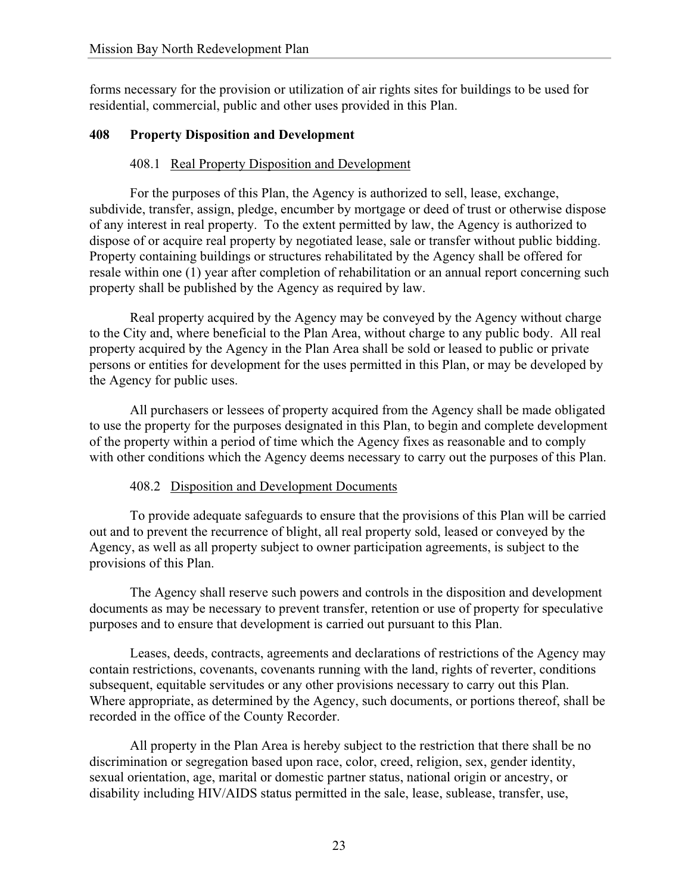forms necessary for the provision or utilization of air rights sites for buildings to be used for residential, commercial, public and other uses provided in this Plan.

## 408 Property Disposition and Development

### 408.1 Real Property Disposition and Development

For the purposes of this Plan, the Agency is authorized to sell, lease, exchange, subdivide, transfer, assign, pledge, encumber by mortgage or deed of trust or otherwise dispose of any interest in real property. To the extent permitted by law, the Agency is authorized to dispose of or acquire real property by negotiated lease, sale or transfer without public bidding. Property containing buildings or structures rehabilitated by the Agency shall be offered for resale within one (1) year after completion of rehabilitation or an annual report concerning such property shall be published by the Agency as required by law.

Real property acquired by the Agency may be conveyed by the Agency without charge to the City and, where beneficial to the Plan Area, without charge to any public body. All real property acquired by the Agency in the Plan Area shall be sold or leased to public or private persons or entities for development for the uses permitted in this Plan, or may be developed by the Agency for public uses.

All purchasers or lessees of property acquired from the Agency shall be made obligated to use the property for the purposes designated in this Plan, to begin and complete development of the property within a period of time which the Agency fixes as reasonable and to comply with other conditions which the Agency deems necessary to carry out the purposes of this Plan.

### 408.2 Disposition and Development Documents

To provide adequate safeguards to ensure that the provisions of this Plan will be carried out and to prevent the recurrence of blight, all real property sold, leased or conveyed by the Agency, as well as all property subject to owner participation agreements, is subject to the provisions of this Plan.

The Agency shall reserve such powers and controls in the disposition and development documents as may be necessary to prevent transfer, retention or use of property for speculative purposes and to ensure that development is carried out pursuant to this Plan.

Leases, deeds, contracts, agreements and declarations of restrictions of the Agency may contain restrictions, covenants, covenants running with the land, rights of reverter, conditions subsequent, equitable servitudes or any other provisions necessary to carry out this Plan. Where appropriate, as determined by the Agency, such documents, or portions thereof, shall be recorded in the office of the County Recorder.

All property in the Plan Area is hereby subject to the restriction that there shall be no discrimination or segregation based upon race, color, creed, religion, sex, gender identity, sexual orientation, age, marital or domestic partner status, national origin or ancestry, or disability including HIV/AIDS status permitted in the sale, lease, sublease, transfer, use,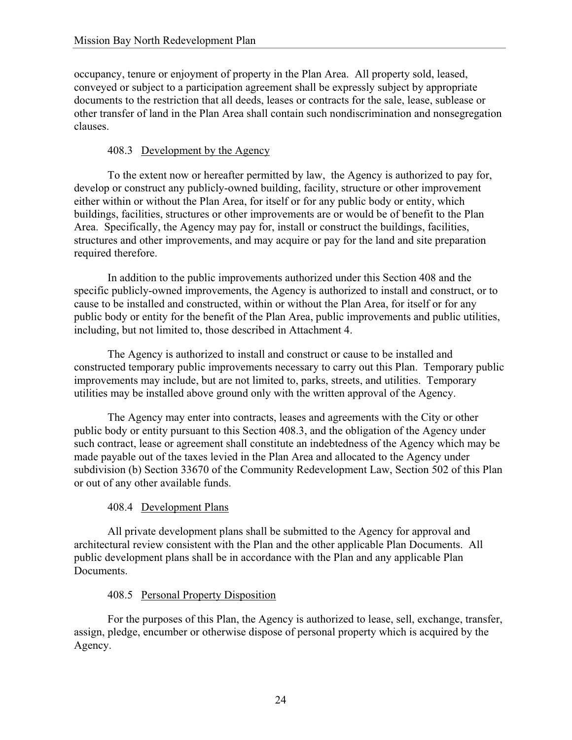occupancy, tenure or enjoyment of property in the Plan Area. All property sold, leased, conveyed or subject to a participation agreement shall be expressly subject by appropriate documents to the restriction that all deeds, leases or contracts for the sale, lease, sublease or other transfer of land in the Plan Area shall contain such nondiscrimination and nonsegregation clauses.

### 408.3 Development by the Agency

To the extent now or hereafter permitted by law, the Agency is authorized to pay for, develop or construct any publicly-owned building, facility, structure or other improvement either within or without the Plan Area, for itself or for any public body or entity, which buildings, facilities, structures or other improvements are or would be of benefit to the Plan Area. Specifically, the Agency may pay for, install or construct the buildings, facilities, structures and other improvements, and may acquire or pay for the land and site preparation required therefore.

In addition to the public improvements authorized under this Section 408 and the specific publicly-owned improvements, the Agency is authorized to install and construct, or to cause to be installed and constructed, within or without the Plan Area, for itself or for any public body or entity for the benefit of the Plan Area, public improvements and public utilities, including, but not limited to, those described in Attachment 4.

The Agency is authorized to install and construct or cause to be installed and constructed temporary public improvements necessary to carry out this Plan. Temporary public improvements may include, but are not limited to, parks, streets, and utilities. Temporary utilities may be installed above ground only with the written approval of the Agency.

The Agency may enter into contracts, leases and agreements with the City or other public body or entity pursuant to this Section 408.3, and the obligation of the Agency under such contract, lease or agreement shall constitute an indebtedness of the Agency which may be made payable out of the taxes levied in the Plan Area and allocated to the Agency under subdivision (b) Section 33670 of the Community Redevelopment Law, Section 502 of this Plan or out of any other available funds.

### 408.4 Development Plans

All private development plans shall be submitted to the Agency for approval and architectural review consistent with the Plan and the other applicable Plan Documents. All public development plans shall be in accordance with the Plan and any applicable Plan Documents.

### 408.5 Personal Property Disposition

For the purposes of this Plan, the Agency is authorized to lease, sell, exchange, transfer, assign, pledge, encumber or otherwise dispose of personal property which is acquired by the Agency.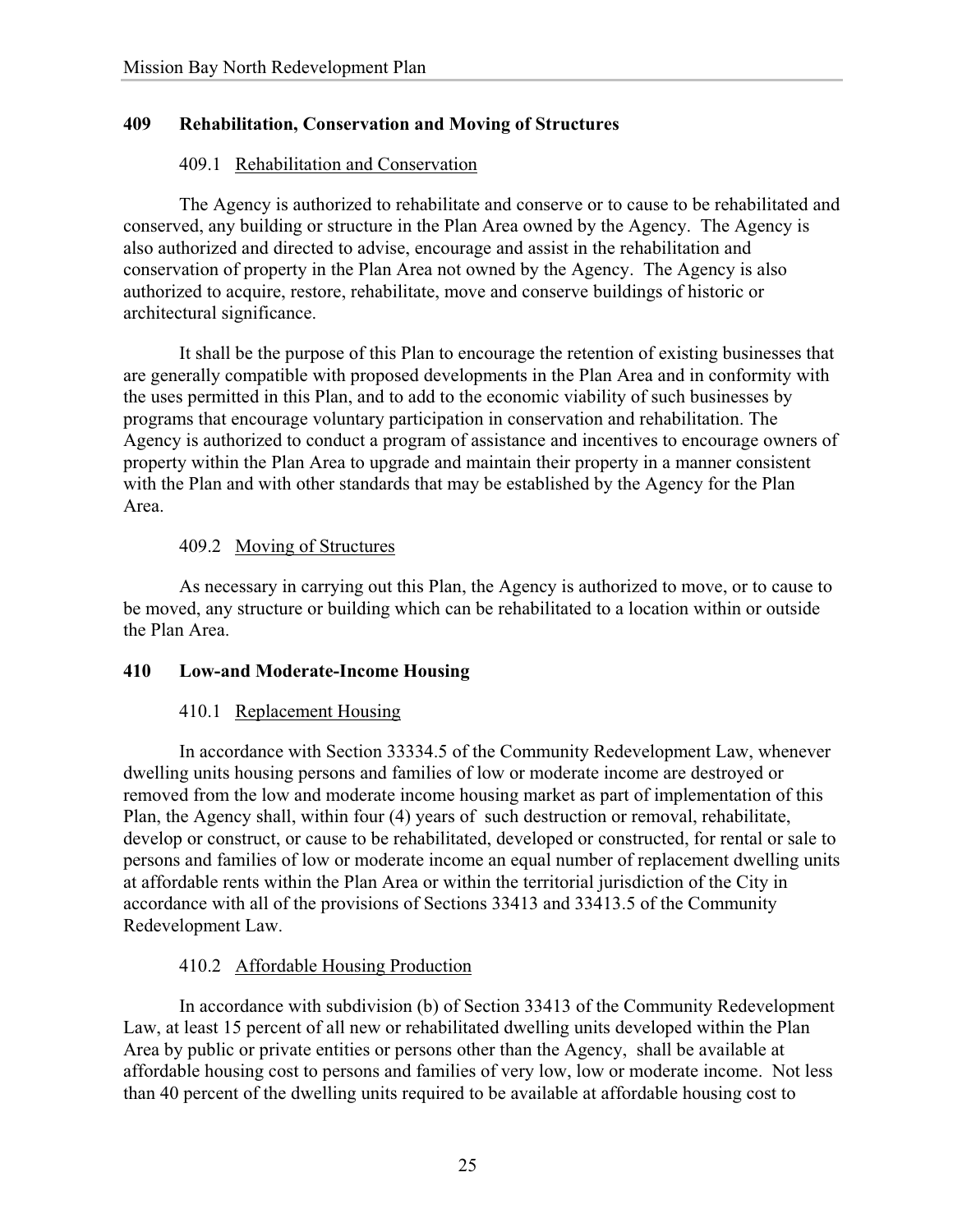## 409 Rehabilitation, Conservation and Moving of Structures

### 409.1 Rehabilitation and Conservation

The Agency is authorized to rehabilitate and conserve or to cause to be rehabilitated and conserved, any building or structure in the Plan Area owned by the Agency. The Agency is also authorized and directed to advise, encourage and assist in the rehabilitation and conservation of property in the Plan Area not owned by the Agency. The Agency is also authorized to acquire, restore, rehabilitate, move and conserve buildings of historic or architectural significance.

It shall be the purpose of this Plan to encourage the retention of existing businesses that are generally compatible with proposed developments in the Plan Area and in conformity with the uses permitted in this Plan, and to add to the economic viability of such businesses by programs that encourage voluntary participation in conservation and rehabilitation. The Agency is authorized to conduct a program of assistance and incentives to encourage owners of property within the Plan Area to upgrade and maintain their property in a manner consistent with the Plan and with other standards that may be established by the Agency for the Plan Area.

### 409.2 Moving of Structures

As necessary in carrying out this Plan, the Agency is authorized to move, or to cause to be moved, any structure or building which can be rehabilitated to a location within or outside the Plan Area.

## 410 Low-and Moderate-Income Housing

### 410.1 Replacement Housing

In accordance with Section 33334.5 of the Community Redevelopment Law, whenever dwelling units housing persons and families of low or moderate income are destroyed or removed from the low and moderate income housing market as part of implementation of this Plan, the Agency shall, within four (4) years of such destruction or removal, rehabilitate, develop or construct, or cause to be rehabilitated, developed or constructed, for rental or sale to persons and families of low or moderate income an equal number of replacement dwelling units at affordable rents within the Plan Area or within the territorial jurisdiction of the City in accordance with all of the provisions of Sections 33413 and 33413.5 of the Community Redevelopment Law.

### 410.2 Affordable Housing Production

In accordance with subdivision (b) of Section 33413 of the Community Redevelopment Law, at least 15 percent of all new or rehabilitated dwelling units developed within the Plan Area by public or private entities or persons other than the Agency, shall be available at affordable housing cost to persons and families of very low, low or moderate income. Not less than 40 percent of the dwelling units required to be available at affordable housing cost to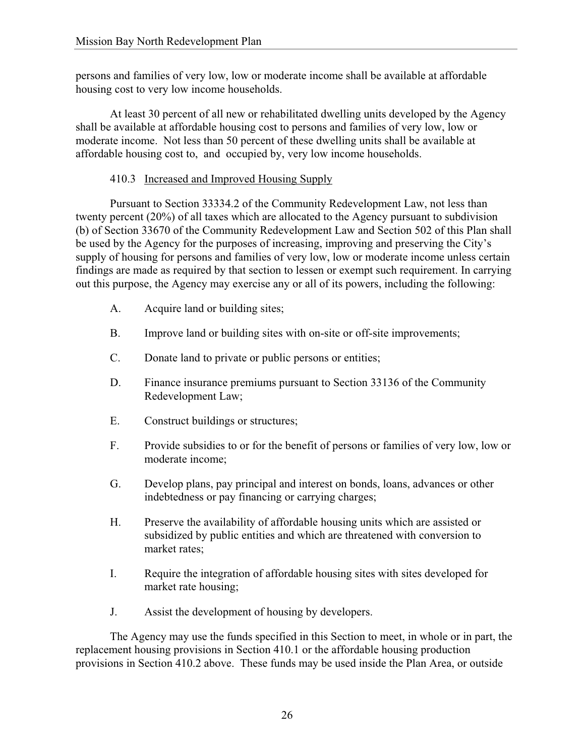persons and families of very low, low or moderate income shall be available at affordable housing cost to very low income households.

At least 30 percent of all new or rehabilitated dwelling units developed by the Agency shall be available at affordable housing cost to persons and families of very low, low or moderate income. Not less than 50 percent of these dwelling units shall be available at affordable housing cost to, and occupied by, very low income households.

### 410.3 Increased and Improved Housing Supply

Pursuant to Section 33334.2 of the Community Redevelopment Law, not less than twenty percent (20%) of all taxes which are allocated to the Agency pursuant to subdivision (b) of Section 33670 of the Community Redevelopment Law and Section 502 of this Plan shall be used by the Agency for the purposes of increasing, improving and preserving the City's supply of housing for persons and families of very low, low or moderate income unless certain findings are made as required by that section to lessen or exempt such requirement. In carrying out this purpose, the Agency may exercise any or all of its powers, including the following:

A. Acquire land or building sites;

B. Improve land or building sites with on-site or off-site improvements;

C. Donate land to private or public persons or entities;

D. Finance insurance premiums pursuant to Section 33136 of the Community Redevelopment Law;

E. Construct buildings or structures;

F. Provide subsidies to or for the benefit of persons or families of very low, low or moderate income;

G. Develop plans, pay principal and interest on bonds, loans, advances or other indebtedness or pay financing or carrying charges;

H. Preserve the availability of affordable housing units which are assisted or subsidized by public entities and which are threatened with conversion to market rates;

I. Require the integration of affordable housing sites with sites developed for market rate housing;

J. Assist the development of housing by developers.

The Agency may use the funds specified in this Section to meet, in whole or in part, the replacement housing provisions in Section 410.1 or the affordable housing production provisions in Section 410.2 above. These funds may be used inside the Plan Area, or outside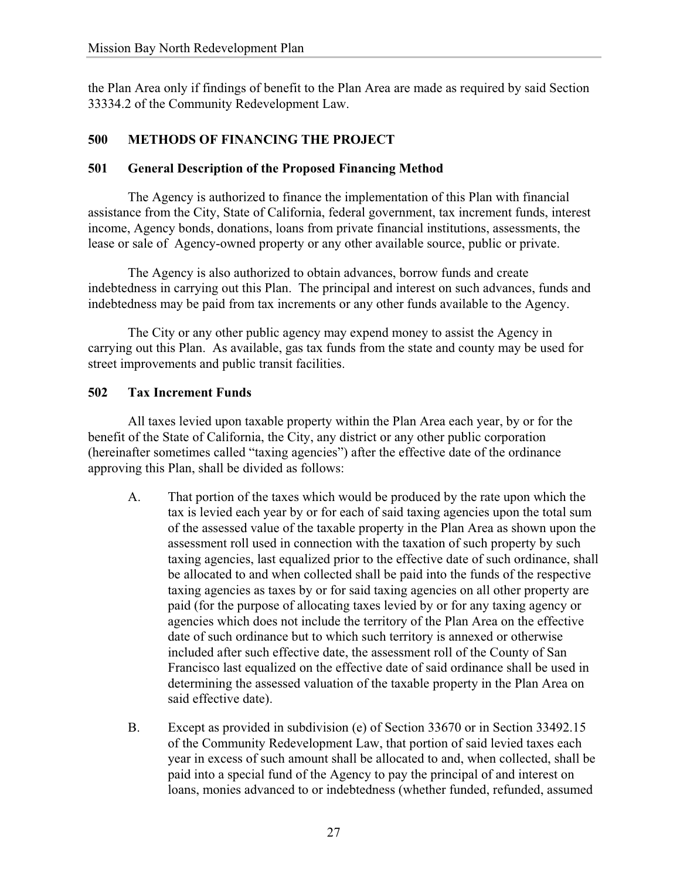the Plan Area only if findings of benefit to the Plan Area are made as required by said Section 33334.2 of the Community Redevelopment Law.

## 500 METHODS OF FINANCING THE PROJECT

### 501 General Description of the Proposed Financing Method

The Agency is authorized to finance the implementation of this Plan with financial assistance from the City, State of California, federal government, tax increment funds, interest income, Agency bonds, donations, loans from private financial institutions, assessments, the lease or sale of Agency-owned property or any other available source, public or private.

The Agency is also authorized to obtain advances, borrow funds and create indebtedness in carrying out this Plan. The principal and interest on such advances, funds and indebtedness may be paid from tax increments or any other funds available to the Agency.

The City or any other public agency may expend money to assist the Agency in carrying out this Plan. As available, gas tax funds from the state and county may be used for street improvements and public transit facilities.

### 502 Tax Increment Funds

All taxes levied upon taxable property within the Plan Area each year, by or for the benefit of the State of California, the City, any district or any other public corporation (hereinafter sometimes called "taxing agencies") after the effective date of the ordinance approving this Plan, shall be divided as follows:

A. That portion of the taxes which would be produced by the rate upon which the tax is levied each year by or for each of said taxing agencies upon the total sum of the assessed value of the taxable property in the Plan Area as shown upon the assessment roll used in connection with the taxation of such property by such taxing agencies, last equalized prior to the effective date of such ordinance, shall be allocated to and when collected shall be paid into the funds of the respective taxing agencies as taxes by or for said taxing agencies on all other property are paid (for the purpose of allocating taxes levied by or for any taxing agency or agencies which does not include the territory of the Plan Area on the effective date of such ordinance but to which such territory is annexed or otherwise included after such effective date, the assessment roll of the County of San Francisco last equalized on the effective date of said ordinance shall be used in determining the assessed valuation of the taxable property in the Plan Area on said effective date).

B. Except as provided in subdivision (e) of Section 33670 or in Section 33492.15 of the Community Redevelopment Law, that portion of said levied taxes each year in excess of such amount shall be allocated to and, when collected, shall be paid into a special fund of the Agency to pay the principal of and interest on loans, monies advanced to or indebtedness (whether funded, refunded, assumed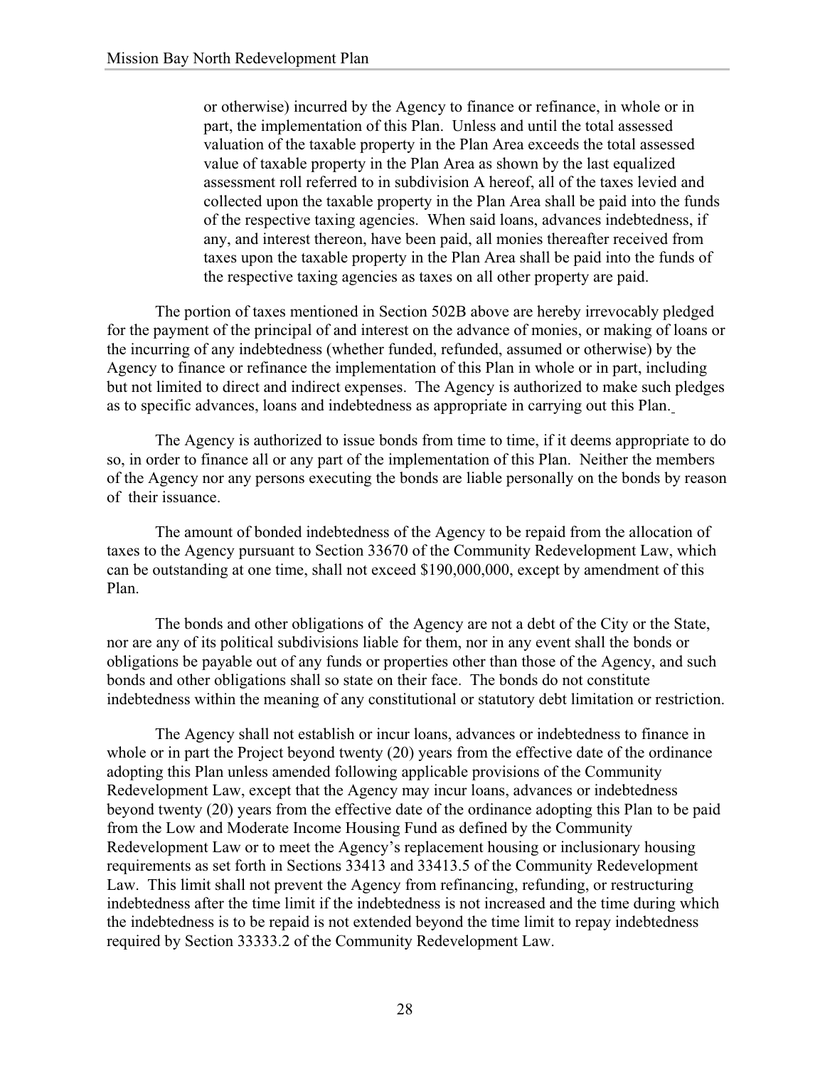or otherwise) incurred by the Agency to finance or refinance, in whole or in part, the implementation of this Plan. Unless and until the total assessed valuation of the taxable property in the Plan Area exceeds the total assessed value of taxable property in the Plan Area as shown by the last equalized assessment roll referred to in subdivision A hereof, all of the taxes levied and collected upon the taxable property in the Plan Area shall be paid into the funds of the respective taxing agencies. When said loans, advances indebtedness, if any, and interest thereon, have been paid, all monies thereafter received from taxes upon the taxable property in the Plan Area shall be paid into the funds of the respective taxing agencies as taxes on all other property are paid.

The portion of taxes mentioned in Section 502B above are hereby irrevocably pledged for the payment of the principal of and interest on the advance of monies, or making of loans or the incurring of any indebtedness (whether funded, refunded, assumed or otherwise) by the Agency to finance or refinance the implementation of this Plan in whole or in part, including but not limited to direct and indirect expenses. The Agency is authorized to make such pledges as to specific advances, loans and indebtedness as appropriate in carrying out this Plan.

The Agency is authorized to issue bonds from time to time, if it deems appropriate to do so, in order to finance all or any part of the implementation of this Plan. Neither the members of the Agency nor any persons executing the bonds are liable personally on the bonds by reason of their issuance.

The amount of bonded indebtedness of the Agency to be repaid from the allocation of taxes to the Agency pursuant to Section 33670 of the Community Redevelopment Law, which can be outstanding at one time, shall not exceed $190,000,000, except by amendment of this Plan.

The bonds and other obligations of the Agency are not a debt of the City or the State, nor are any of its political subdivisions liable for them, nor in any event shall the bonds or obligations be payable out of any funds or properties other than those of the Agency, and such bonds and other obligations shall so state on their face. The bonds do not constitute indebtedness within the meaning of any constitutional or statutory debt limitation or restriction.

The Agency shall not establish or incur loans, advances or indebtedness to finance in whole or in part the Project beyond twenty (20) years from the effective date of the ordinance adopting this Plan unless amended following applicable provisions of the Community Redevelopment Law, except that the Agency may incur loans, advances or indebtedness beyond twenty (20) years from the effective date of the ordinance adopting this Plan to be paid from the Low and Moderate Income Housing Fund as defined by the Community Redevelopment Law or to meet the Agency's replacement housing or inclusionary housing requirements as set forth in Sections 33413 and 33413.5 of the Community Redevelopment Law. This limit shall not prevent the Agency from refinancing, refunding, or restructuring indebtedness after the time limit if the indebtedness is not increased and the time during which the indebtedness is to be repaid is not extended beyond the time limit to repay indebtedness required by Section 33333.2 of the Community Redevelopment Law.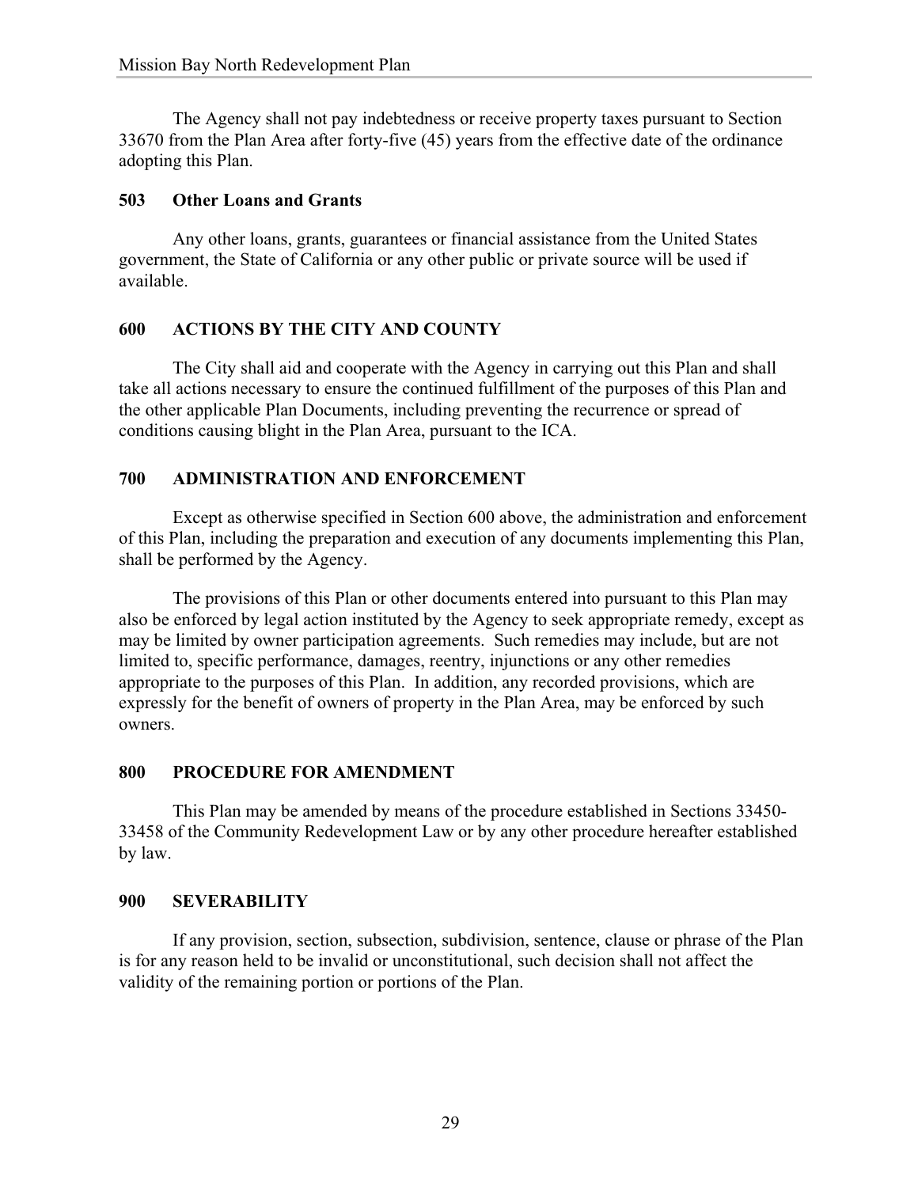The Agency shall not pay indebtedness or receive property taxes pursuant to Section 33670 from the Plan Area after forty-five (45) years from the effective date of the ordinance adopting this Plan.

### 503 Other Loans and Grants

Any other loans, grants, guarantees or financial assistance from the United States government, the State of California or any other public or private source will be used if available.

## 600 ACTIONS BY THE CITY AND COUNTY

The City shall aid and cooperate with the Agency in carrying out this Plan and shall take all actions necessary to ensure the continued fulfillment of the purposes of this Plan and the other applicable Plan Documents, including preventing the recurrence or spread of conditions causing blight in the Plan Area, pursuant to the ICA.

## 700 ADMINISTRATION AND ENFORCEMENT

Except as otherwise specified in Section 600 above, the administration and enforcement of this Plan, including the preparation and execution of any documents implementing this Plan, shall be performed by the Agency.

The provisions of this Plan or other documents entered into pursuant to this Plan may also be enforced by legal action instituted by the Agency to seek appropriate remedy, except as may be limited by owner participation agreements. Such remedies may include, but are not limited to, specific performance, damages, reentry, injunctions or any other remedies appropriate to the purposes of this Plan. In addition, any recorded provisions, which are expressly for the benefit of owners of property in the Plan Area, may be enforced by such owners.

## 800 PROCEDURE FOR AMENDMENT

This Plan may be amended by means of the procedure established in Sections 33450-33458 of the Community Redevelopment Law or by any other procedure hereafter established by law.

## 900 SEVERABILITY

If any provision, section, subsection, subdivision, sentence, clause or phrase of the Plan is for any reason held to be invalid or unconstitutional, such decision shall not affect the validity of the remaining portion or portions of the Plan.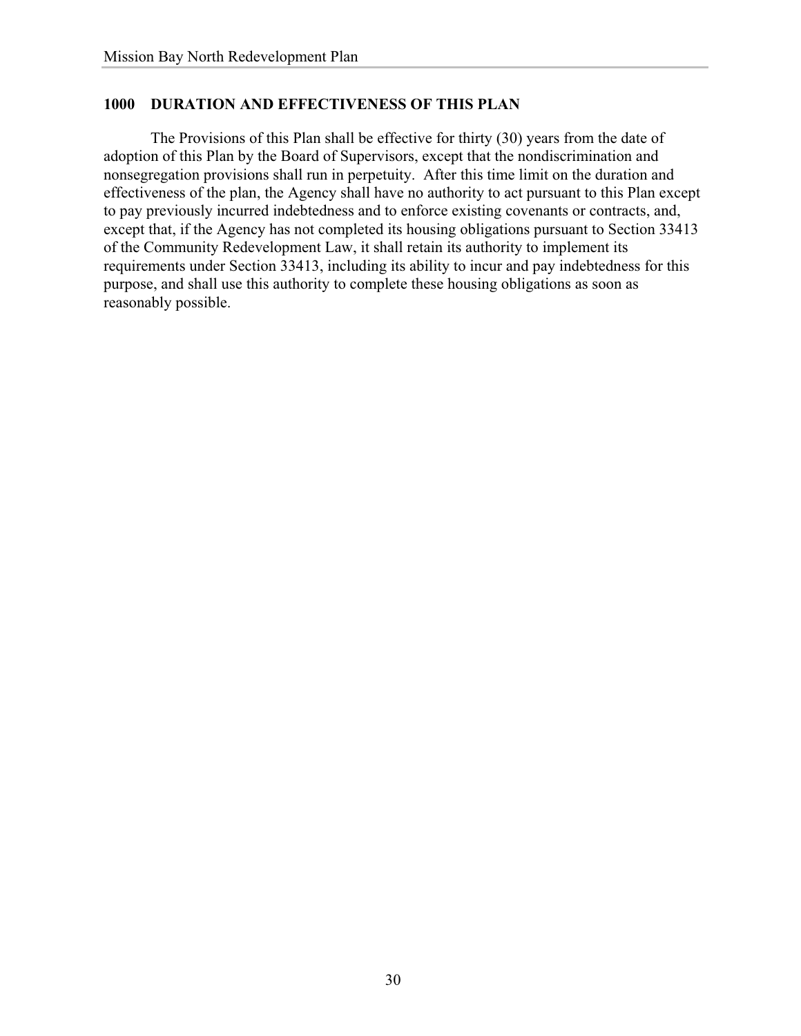## 1000 DURATION AND EFFECTIVENESS OF THIS PLAN

The Provisions of this Plan shall be effective for thirty (30) years from the date of adoption of this Plan by the Board of Supervisors, except that the nondiscrimination and nonsegregation provisions shall run in perpetuity. After this time limit on the duration and effectiveness of the plan, the Agency shall have no authority to act pursuant to this Plan except to pay previously incurred indebtedness and to enforce existing covenants or contracts, and, except that, if the Agency has not completed its housing obligations pursuant to Section 33413 of the Community Redevelopment Law, it shall retain its authority to implement its requirements under Section 33413, including its ability to incur and pay indebtedness for this purpose, and shall use this authority to complete these housing obligations as soon as reasonably possible.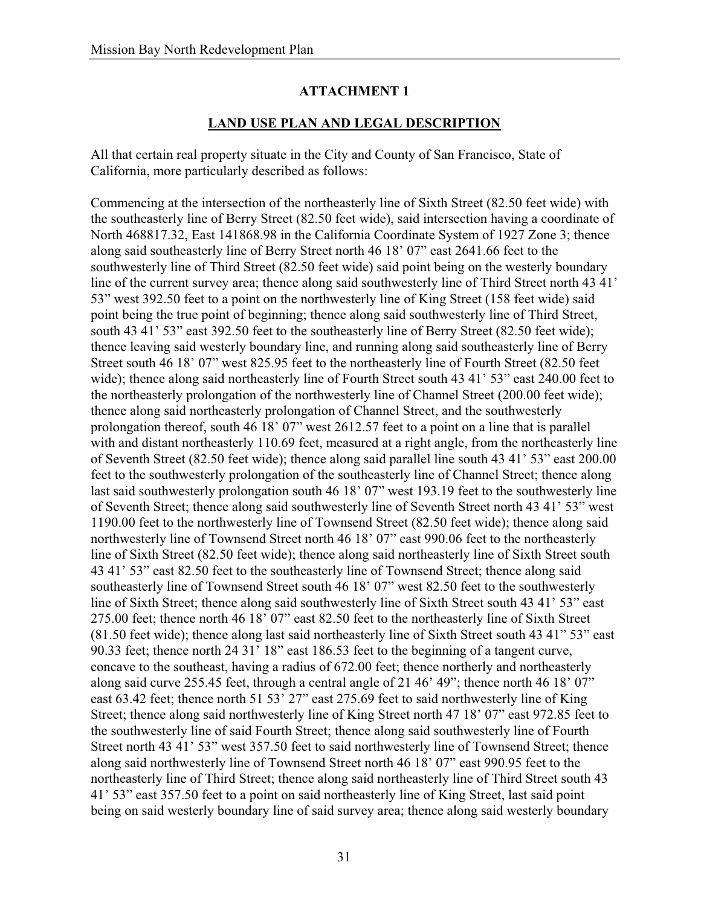## ATTACHMENT 1

## LAND USE PLAN AND LEGAL DESCRIPTION

All that certain real property situate in the City and County of San Francisco, State of California, more particularly described as follows:

Commencing at the intersection of the northeasterly line of Sixth Street (82.50 feet wide) with the southeasterly line of Berry Street (82.50 feet wide), said intersection having a coordinate of North 468817.32, East 141868.98 in the California Coordinate System of 1927 Zone 3; thence along said southeasterly line of Berry Street north 46 18' 07" east 2641.66 feet to the southwesterly line of Third Street (82.50 feet wide) said point being on the westerly boundary line of the current survey area; thence along said southwesterly line of Third Street north 43 41' 53" west 392.50 feet to a point on the northwesterly line of King Street (158 feet wide) said point being the true point of beginning; thence along said southwesterly line of Third Street, south 43 41' 53" east 392.50 feet to the southeasterly line of Berry Street (82.50 feet wide); thence leaving said westerly boundary line, and running along said southeasterly line of Berry Street south 46 18' 07" west 825.95 feet to the northeasterly line of Fourth Street (82.50 feet wide); thence along said northeasterly line of Fourth Street south 43 41' 53" east 240.00 feet to the northeasterly prolongation of the northwesterly line of Channel Street (200.00 feet wide); thence along said northeasterly prolongation of Channel Street, and the southwesterly prolongation thereof, south 46 18' 07" west 2612.57 feet to a point on a line that is parallel with and distant northeasterly 110.69 feet, measured at a right angle, from the northeasterly line of Seventh Street (82.50 feet wide); thence along said parallel line south 43 41' 53" east 200.00 feet to the southwesterly prolongation of the southeasterly line of Channel Street; thence along last said southwesterly prolongation south 46 18' 07" west 193.19 feet to the southwesterly line of Seventh Street; thence along said southwesterly line of Seventh Street north 43 41' 53" west 1190.00 feet to the northwesterly line of Townsend Street (82.50 feet wide); thence along said northwesterly line of Townsend Street north 46 18' 07" east 990.06 feet to the northeasterly line of Sixth Street (82.50 feet wide); thence along said northeasterly line of Sixth Street south 43 41' 53" east 82.50 feet to the southeasterly line of Townsend Street; thence along said southeasterly line of Townsend Street south 46 18' 07" west 82.50 feet to the southwesterly line of Sixth Street; thence along said southwesterly line of Sixth Street south 43 41' 53" east 275.00 feet; thence north 46 18' 07" east 82.50 feet to the northeasterly line of Sixth Street (81.50 feet wide); thence along last said northeasterly line of Sixth Street south 43 41" 53" east 90.33 feet; thence north 24 31' 18" east 186.53 feet to the beginning of a tangent curve, concave to the southeast, having a radius of 672.00 feet; thence northerly and northeasterly along said curve 255.45 feet, through a central angle of 21 46' 49"; thence north 46 18' 07" east 63.42 feet; thence north 51 53' 27" east 275.69 feet to said northwesterly line of King Street; thence along said northwesterly line of King Street north 47 18' 07" east 972.85 feet to the southwesterly line of said Fourth Street; thence along said southwesterly line of Fourth Street north 43 41' 53" west 357.50 feet to said northwesterly line of Townsend Street; thence along said northwesterly line of Townsend Street north 46 18' 07" east 990.95 feet to the northeasterly line of Third Street; thence along said northeasterly line of Third Street south 43 41' 53" east 357.50 feet to a point on said northeasterly line of King Street, last said point being on said westerly boundary line of said survey area; thence along said westerly boundary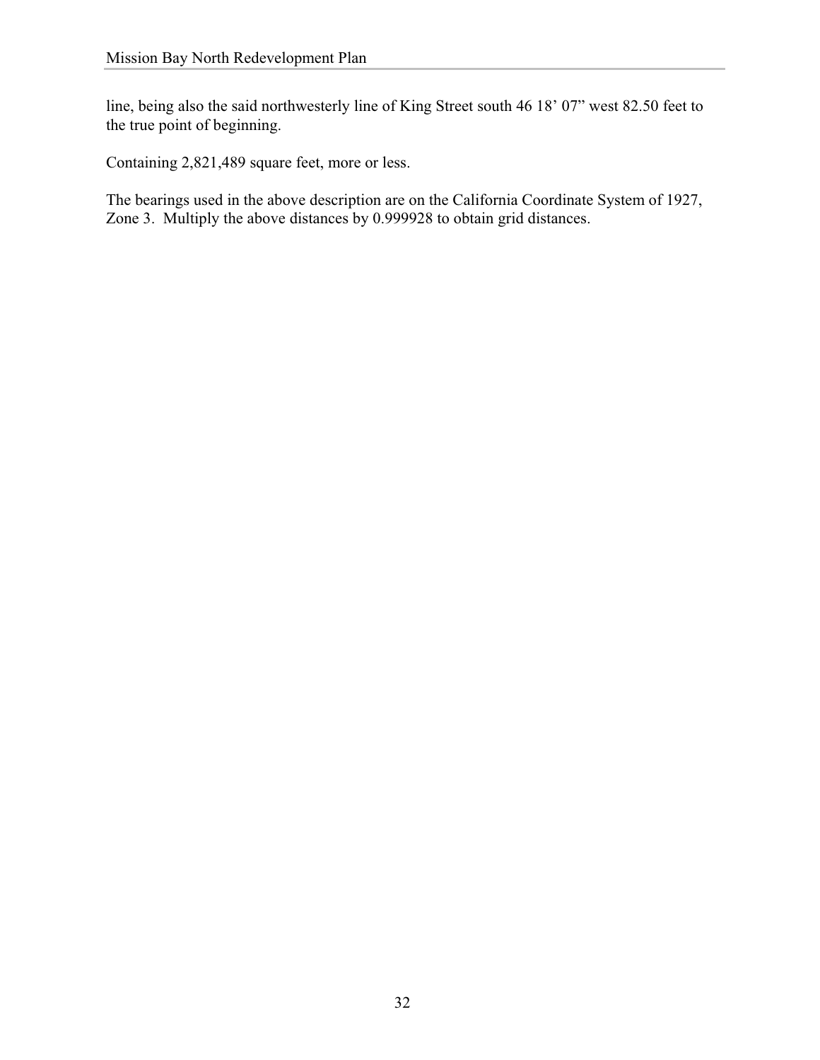line, being also the said northwesterly line of King Street south 46 18’ 07” west 82.50 feet to the true point of beginning.

Containing 2,821,489 square feet, more or less.

The bearings used in the above description are on the California Coordinate System of 1927, Zone 3. Multiply the above distances by 0.999928 to obtain grid distances.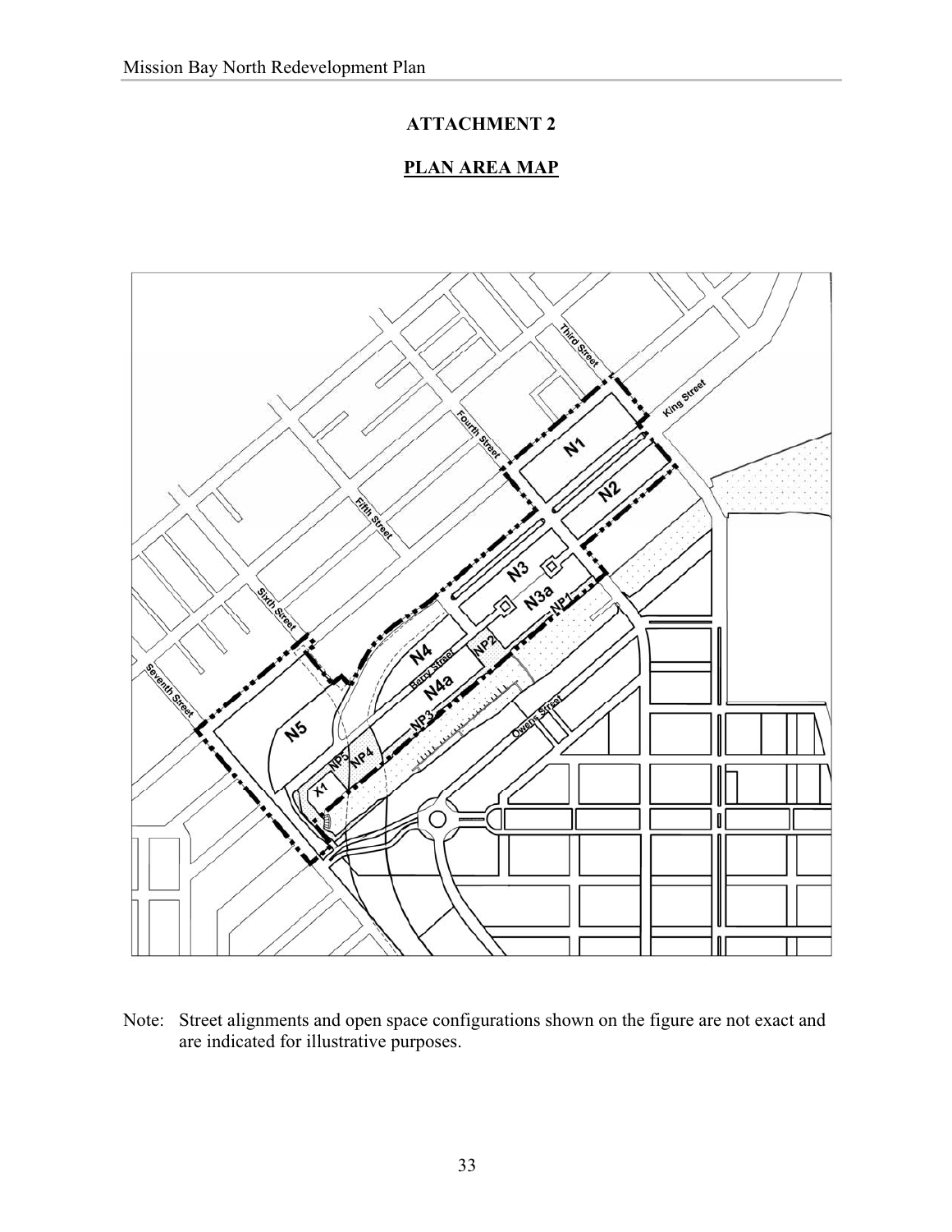# ATTACHMENT 2

## PLAN AREA MAP

Note: Street alignments and open space configurations shown on the figure are not exact and are indicated for illustrative purposes.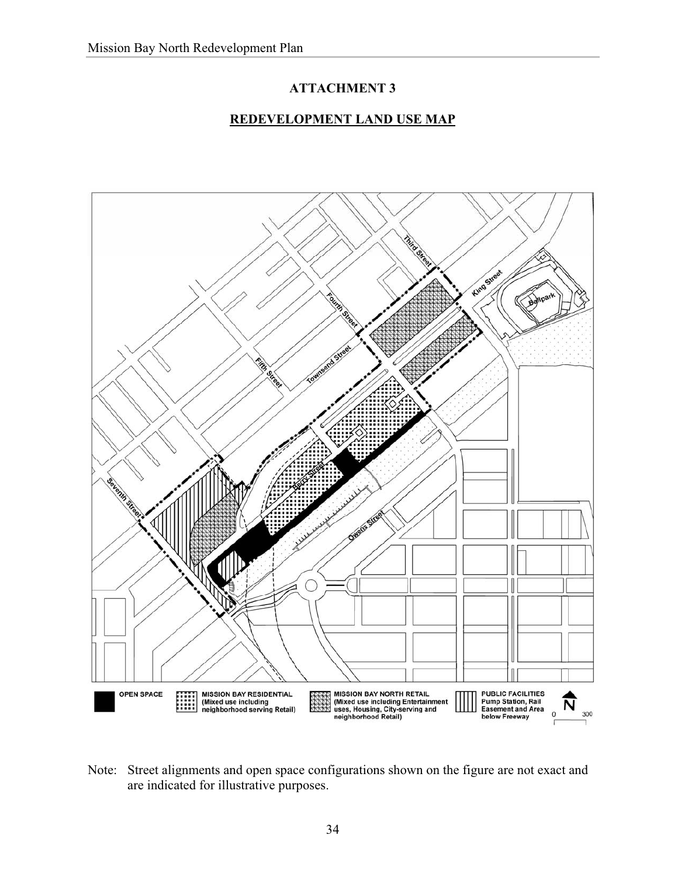# ATTACHMENT 3

## REDEVELOPMENT LAND USE MAP

Note: Street alignments and open space configurations shown on the figure are not exact and are indicated for illustrative purposes.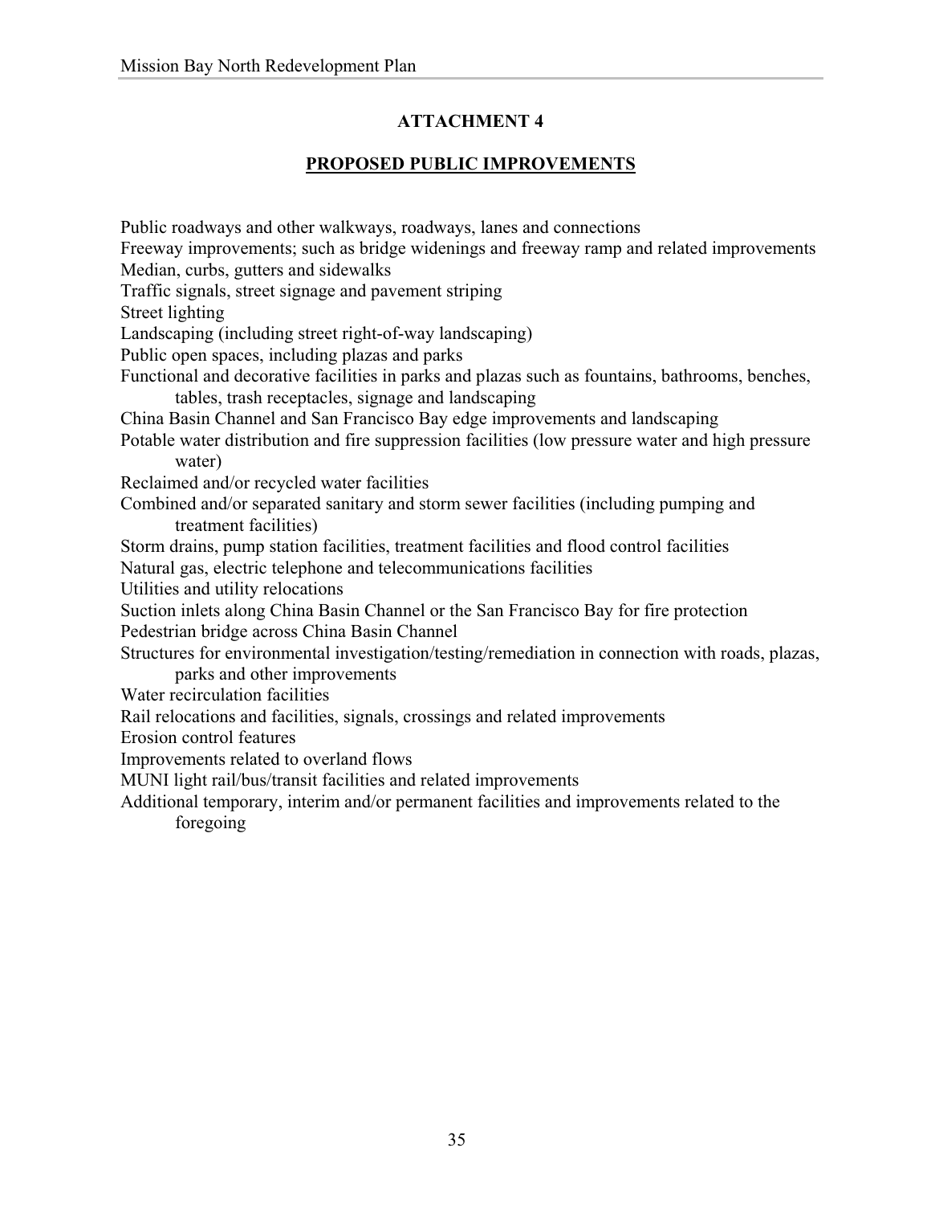## ATTACHMENT 4

## PROPOSED PUBLIC IMPROVEMENTS

Public roadways and other walkways, roadways, lanes and connections

Freeway improvements; such as bridge widenings and freeway ramp and related improvements

Median, curbs, gutters and sidewalks

Traffic signals, street signage and pavement striping

Street lighting

Landscaping (including street right-of-way landscaping)

Public open spaces, including plazas and parks

Functional and decorative facilities in parks and plazas such as fountains, bathrooms, benches, tables, trash receptacles, signage and landscaping

China Basin Channel and San Francisco Bay edge improvements and landscaping

Potable water distribution and fire suppression facilities (low pressure water and high pressure water)

Reclaimed and/or recycled water facilities

Combined and/or separated sanitary and storm sewer facilities (including pumping and treatment facilities)

Storm drains, pump station facilities, treatment facilities and flood control facilities

Natural gas, electric telephone and telecommunications facilities

Utilities and utility relocations

Suction inlets along China Basin Channel or the San Francisco Bay for fire protection

Pedestrian bridge across China Basin Channel

Structures for environmental investigation/testing/remediation in connection with roads, plazas, parks and other improvements

Water recirculation facilities

Rail relocations and facilities, signals, crossings and related improvements

Erosion control features

Improvements related to overland flows

MUNI light rail/bus/transit facilities and related improvements

Additional temporary, interim and/or permanent facilities and improvements related to the foregoing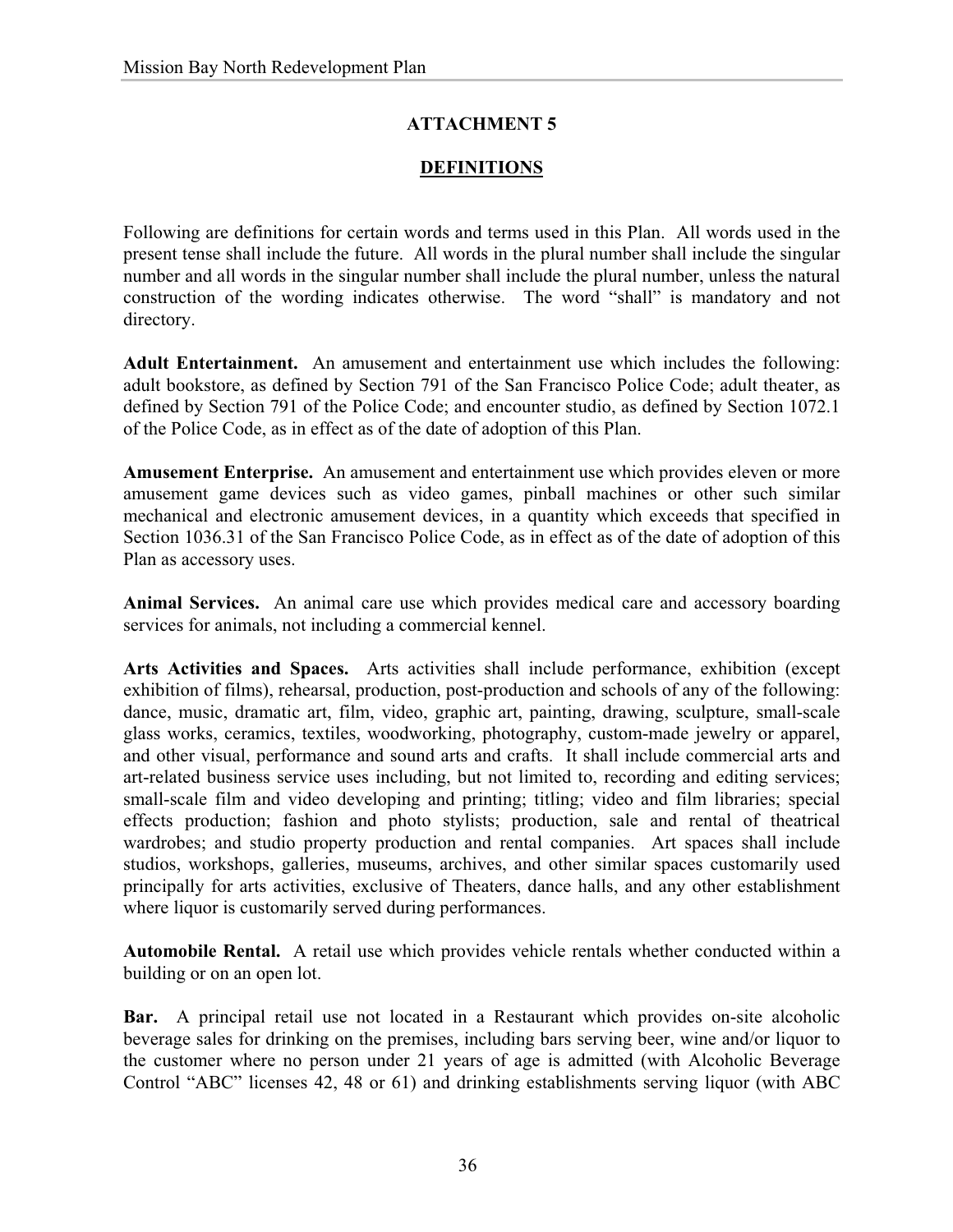## ATTACHMENT 5

## DEFINITIONS

Following are definitions for certain words and terms used in this Plan. All words used in the present tense shall include the future. All words in the plural number shall include the singular number and all words in the singular number shall include the plural number, unless the natural construction of the wording indicates otherwise. The word "shall" is mandatory and not directory.

**Adult Entertainment.** An amusement and entertainment use which includes the following: adult bookstore, as defined by Section 791 of the San Francisco Police Code; adult theater, as defined by Section 791 of the Police Code; and encounter studio, as defined by Section 1072.1 of the Police Code, as in effect as of the date of adoption of this Plan.

**Amusement Enterprise.** An amusement and entertainment use which provides eleven or more amusement game devices such as video games, pinball machines or other such similar mechanical and electronic amusement devices, in a quantity which exceeds that specified in Section 1036.31 of the San Francisco Police Code, as in effect as of the date of adoption of this Plan as accessory uses.

**Animal Services.** An animal care use which provides medical care and accessory boarding services for animals, not including a commercial kennel.

**Arts Activities and Spaces.** Arts activities shall include performance, exhibition (except exhibition of films), rehearsal, production, post-production and schools of any of the following: dance, music, dramatic art, film, video, graphic art, painting, drawing, sculpture, small-scale glass works, ceramics, textiles, woodworking, photography, custom-made jewelry or apparel, and other visual, performance and sound arts and crafts. It shall include commercial arts and art-related business service uses including, but not limited to, recording and editing services; small-scale film and video developing and printing; titling; video and film libraries; special effects production; fashion and photo stylists; production, sale and rental of theatrical wardrobes; and studio property production and rental companies. Art spaces shall include studios, workshops, galleries, museums, archives, and other similar spaces customarily used principally for arts activities, exclusive of Theaters, dance halls, and any other establishment where liquor is customarily served during performances.

**Automobile Rental.** A retail use which provides vehicle rentals whether conducted within a building or on an open lot.

**Bar.** A principal retail use not located in a Restaurant which provides on-site alcoholic beverage sales for drinking on the premises, including bars serving beer, wine and/or liquor to the customer where no person under 21 years of age is admitted (with Alcoholic Beverage Control "ABC" licenses 42, 48 or 61) and drinking establishments serving liquor (with ABC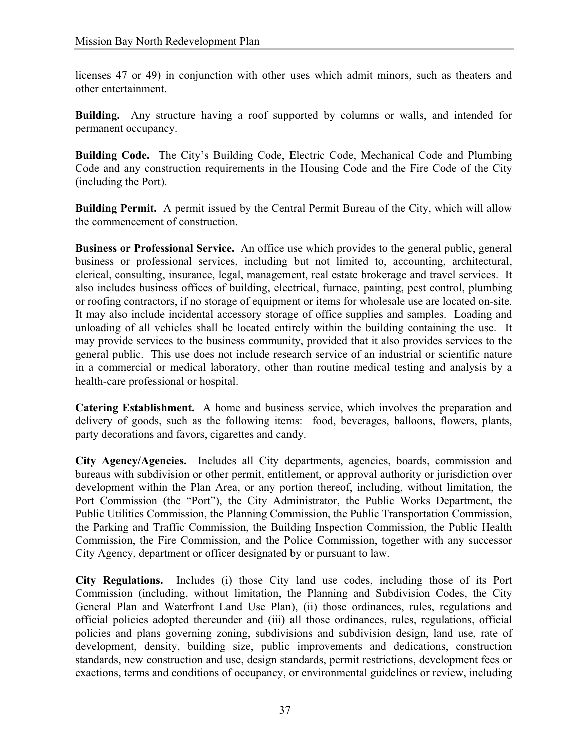licenses 47 or 49) in conjunction with other uses which admit minors, such as theaters and other entertainment.

**Building.** Any structure having a roof supported by columns or walls, and intended for permanent occupancy.

**Building Code.** The City's Building Code, Electric Code, Mechanical Code and Plumbing Code and any construction requirements in the Housing Code and the Fire Code of the City (including the Port).

**Building Permit.** A permit issued by the Central Permit Bureau of the City, which will allow the commencement of construction.

**Business or Professional Service.** An office use which provides to the general public, general business or professional services, including but not limited to, accounting, architectural, clerical, consulting, insurance, legal, management, real estate brokerage and travel services. It also includes business offices of building, electrical, furnace, painting, pest control, plumbing or roofing contractors, if no storage of equipment or items for wholesale use are located on-site. It may also include incidental accessory storage of office supplies and samples. Loading and unloading of all vehicles shall be located entirely within the building containing the use. It may provide services to the business community, provided that it also provides services to the general public. This use does not include research service of an industrial or scientific nature in a commercial or medical laboratory, other than routine medical testing and analysis by a health-care professional or hospital.

**Catering Establishment.** A home and business service, which involves the preparation and delivery of goods, such as the following items: food, beverages, balloons, flowers, plants, party decorations and favors, cigarettes and candy.

**City Agency/Agencies.** Includes all City departments, agencies, boards, commission and bureaus with subdivision or other permit, entitlement, or approval authority or jurisdiction over development within the Plan Area, or any portion thereof, including, without limitation, the Port Commission (the "Port"), the City Administrator, the Public Works Department, the Public Utilities Commission, the Planning Commission, the Public Transportation Commission, the Parking and Traffic Commission, the Building Inspection Commission, the Public Health Commission, the Fire Commission, and the Police Commission, together with any successor City Agency, department or officer designated by or pursuant to law.

**City Regulations.** Includes (i) those City land use codes, including those of its Port Commission (including, without limitation, the Planning and Subdivision Codes, the City General Plan and Waterfront Land Use Plan), (ii) those ordinances, rules, regulations and official policies adopted thereunder and (iii) all those ordinances, rules, regulations, official policies and plans governing zoning, subdivisions and subdivision design, land use, rate of development, density, building size, public improvements and dedications, construction standards, new construction and use, design standards, permit restrictions, development fees or exactions, terms and conditions of occupancy, or environmental guidelines or review, including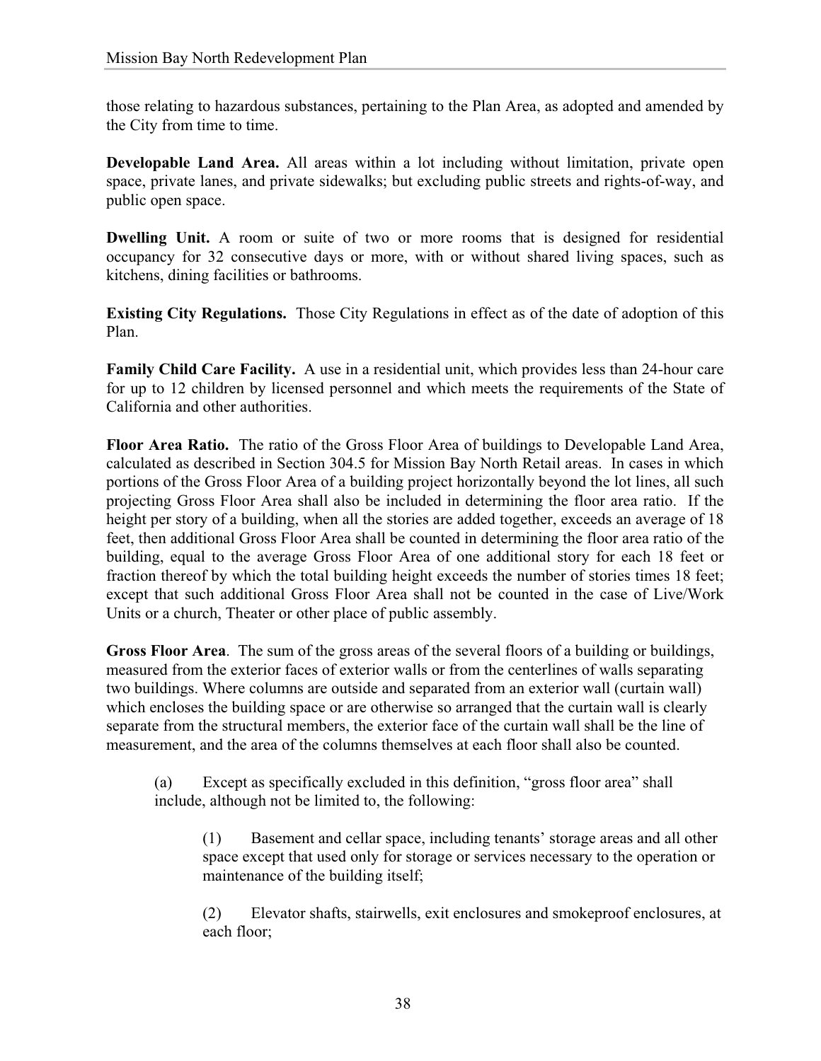those relating to hazardous substances, pertaining to the Plan Area, as adopted and amended by the City from time to time.

**Developable Land Area.** All areas within a lot including without limitation, private open space, private lanes, and private sidewalks; but excluding public streets and rights-of-way, and public open space.

**Dwelling Unit.** A room or suite of two or more rooms that is designed for residential occupancy for 32 consecutive days or more, with or without shared living spaces, such as kitchens, dining facilities or bathrooms.

**Existing City Regulations.** Those City Regulations in effect as of the date of adoption of this Plan.

**Family Child Care Facility.** A use in a residential unit, which provides less than 24-hour care for up to 12 children by licensed personnel and which meets the requirements of the State of California and other authorities.

**Floor Area Ratio.** The ratio of the Gross Floor Area of buildings to Developable Land Area, calculated as described in Section 304.5 for Mission Bay North Retail areas. In cases in which portions of the Gross Floor Area of a building project horizontally beyond the lot lines, all such projecting Gross Floor Area shall also be included in determining the floor area ratio. If the height per story of a building, when all the stories are added together, exceeds an average of 18 feet, then additional Gross Floor Area shall be counted in determining the floor area ratio of the building, equal to the average Gross Floor Area of one additional story for each 18 feet or fraction thereof by which the total building height exceeds the number of stories times 18 feet; except that such additional Gross Floor Area shall not be counted in the case of Live/Work Units or a church, Theater or other place of public assembly.

**Gross Floor Area**. The sum of the gross areas of the several floors of a building or buildings, measured from the exterior faces of exterior walls or from the centerlines of walls separating two buildings. Where columns are outside and separated from an exterior wall (curtain wall) which encloses the building space or are otherwise so arranged that the curtain wall is clearly separate from the structural members, the exterior face of the curtain wall shall be the line of measurement, and the area of the columns themselves at each floor shall also be counted.

(a) Except as specifically excluded in this definition, "gross floor area" shall include, although not be limited to, the following:

(1) Basement and cellar space, including tenants' storage areas and all other space except that used only for storage or services necessary to the operation or maintenance of the building itself;

(2) Elevator shafts, stairwells, exit enclosures and smokeproof enclosures, at each floor;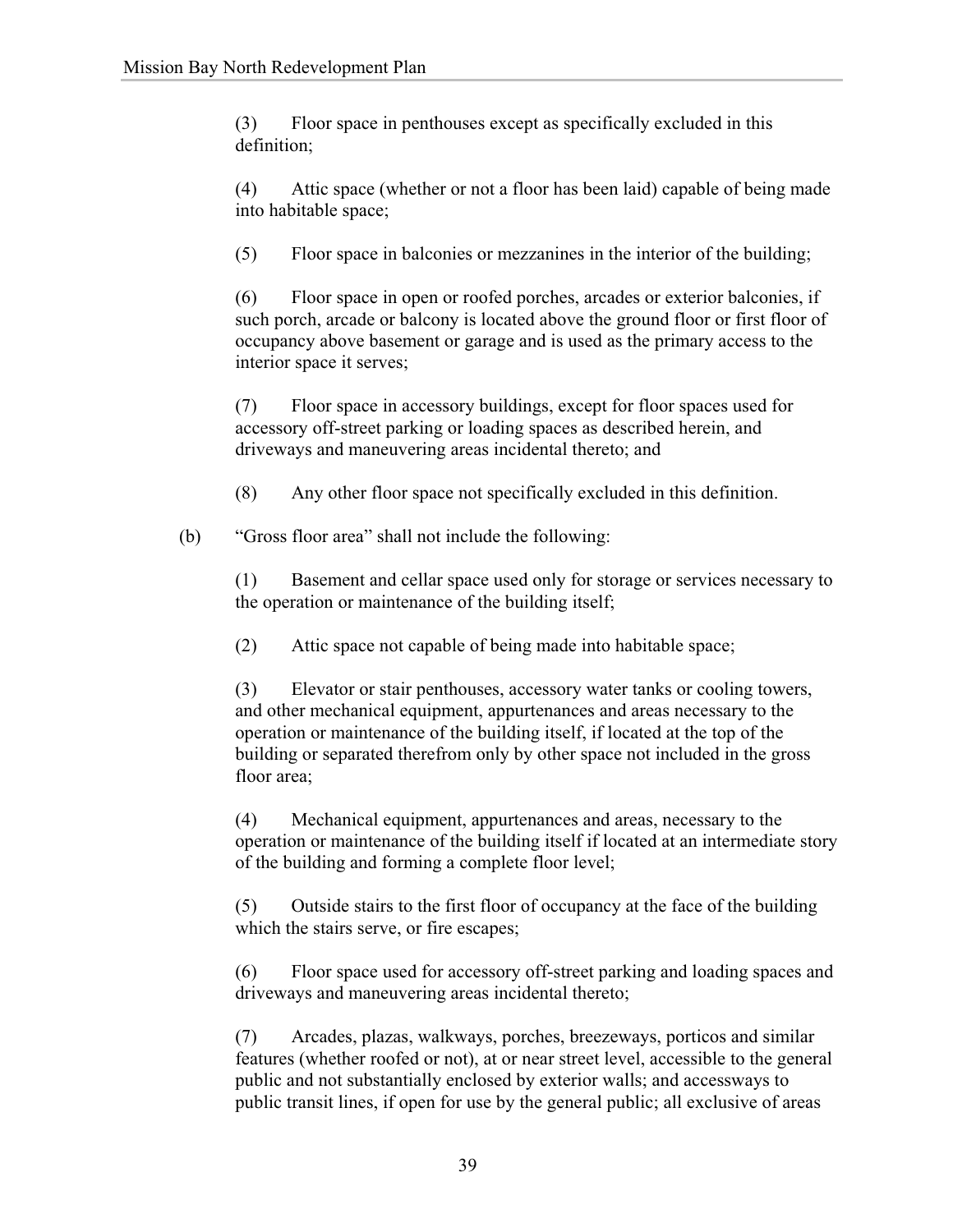(3) Floor space in penthouses except as specifically excluded in this definition;

(4) Attic space (whether or not a floor has been laid) capable of being made into habitable space;

(5) Floor space in balconies or mezzanines in the interior of the building;

(6) Floor space in open or roofed porches, arcades or exterior balconies, if such porch, arcade or balcony is located above the ground floor or first floor of occupancy above basement or garage and is used as the primary access to the interior space it serves;

(7) Floor space in accessory buildings, except for floor spaces used for accessory off-street parking or loading spaces as described herein, and driveways and maneuvering areas incidental thereto; and

(8) Any other floor space not specifically excluded in this definition.

(b) "Gross floor area" shall not include the following:

(1) Basement and cellar space used only for storage or services necessary to the operation or maintenance of the building itself;

(2) Attic space not capable of being made into habitable space;

(3) Elevator or stair penthouses, accessory water tanks or cooling towers, and other mechanical equipment, appurtenances and areas necessary to the operation or maintenance of the building itself, if located at the top of the building or separated therefrom only by other space not included in the gross floor area;

(4) Mechanical equipment, appurtenances and areas, necessary to the operation or maintenance of the building itself if located at an intermediate story of the building and forming a complete floor level;

(5) Outside stairs to the first floor of occupancy at the face of the building which the stairs serve, or fire escapes;

(6) Floor space used for accessory off-street parking and loading spaces and driveways and maneuvering areas incidental thereto;

(7) Arcades, plazas, walkways, porches, breezeways, porticos and similar features (whether roofed or not), at or near street level, accessible to the general public and not substantially enclosed by exterior walls; and accessways to public transit lines, if open for use by the general public; all exclusive of areas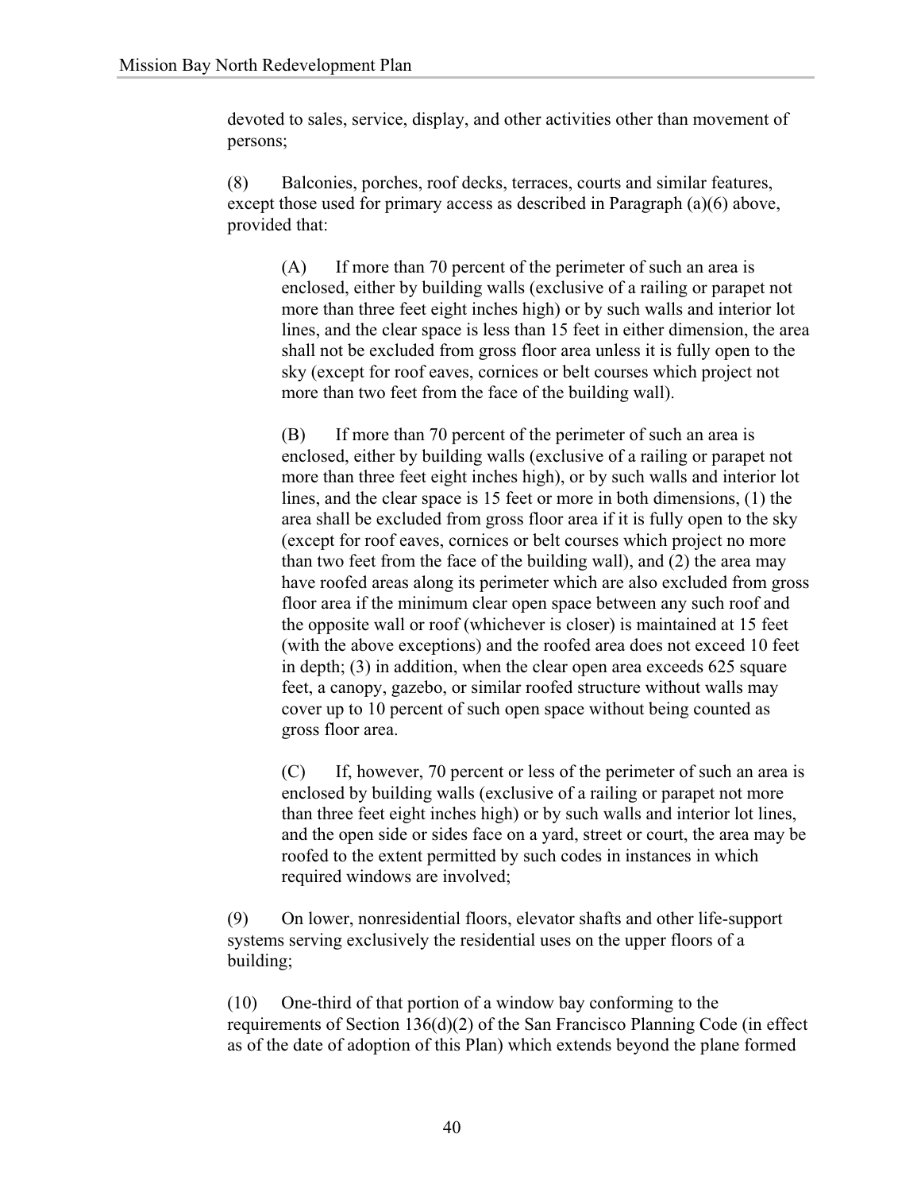devoted to sales, service, display, and other activities other than movement of persons;

(8) Balconies, porches, roof decks, terraces, courts and similar features, except those used for primary access as described in Paragraph (a)(6) above, provided that:

> (A) If more than 70 percent of the perimeter of such an area is enclosed, either by building walls (exclusive of a railing or parapet not more than three feet eight inches high) or by such walls and interior lot lines, and the clear space is less than 15 feet in either dimension, the area shall not be excluded from gross floor area unless it is fully open to the sky (except for roof eaves, cornices or belt courses which project not more than two feet from the face of the building wall).
>
> (B) If more than 70 percent of the perimeter of such an area is enclosed, either by building walls (exclusive of a railing or parapet not more than three feet eight inches high), or by such walls and interior lot lines, and the clear space is 15 feet or more in both dimensions, (1) the area shall be excluded from gross floor area if it is fully open to the sky (except for roof eaves, cornices or belt courses which project no more than two feet from the face of the building wall), and (2) the area may have roofed areas along its perimeter which are also excluded from gross floor area if the minimum clear open space between any such roof and the opposite wall or roof (whichever is closer) is maintained at 15 feet (with the above exceptions) and the roofed area does not exceed 10 feet in depth; (3) in addition, when the clear open area exceeds 625 square feet, a canopy, gazebo, or similar roofed structure without walls may cover up to 10 percent of such open space without being counted as gross floor area.
>
> (C) If, however, 70 percent or less of the perimeter of such an area is enclosed by building walls (exclusive of a railing or parapet not more than three feet eight inches high) or by such walls and interior lot lines, and the open side or sides face on a yard, street or court, the area may be roofed to the extent permitted by such codes in instances in which required windows are involved;

(9) On lower, nonresidential floors, elevator shafts and other life-support systems serving exclusively the residential uses on the upper floors of a building;

(10) One-third of that portion of a window bay conforming to the requirements of Section 136(d)(2) of the San Francisco Planning Code (in effect as of the date of adoption of this Plan) which extends beyond the plane formed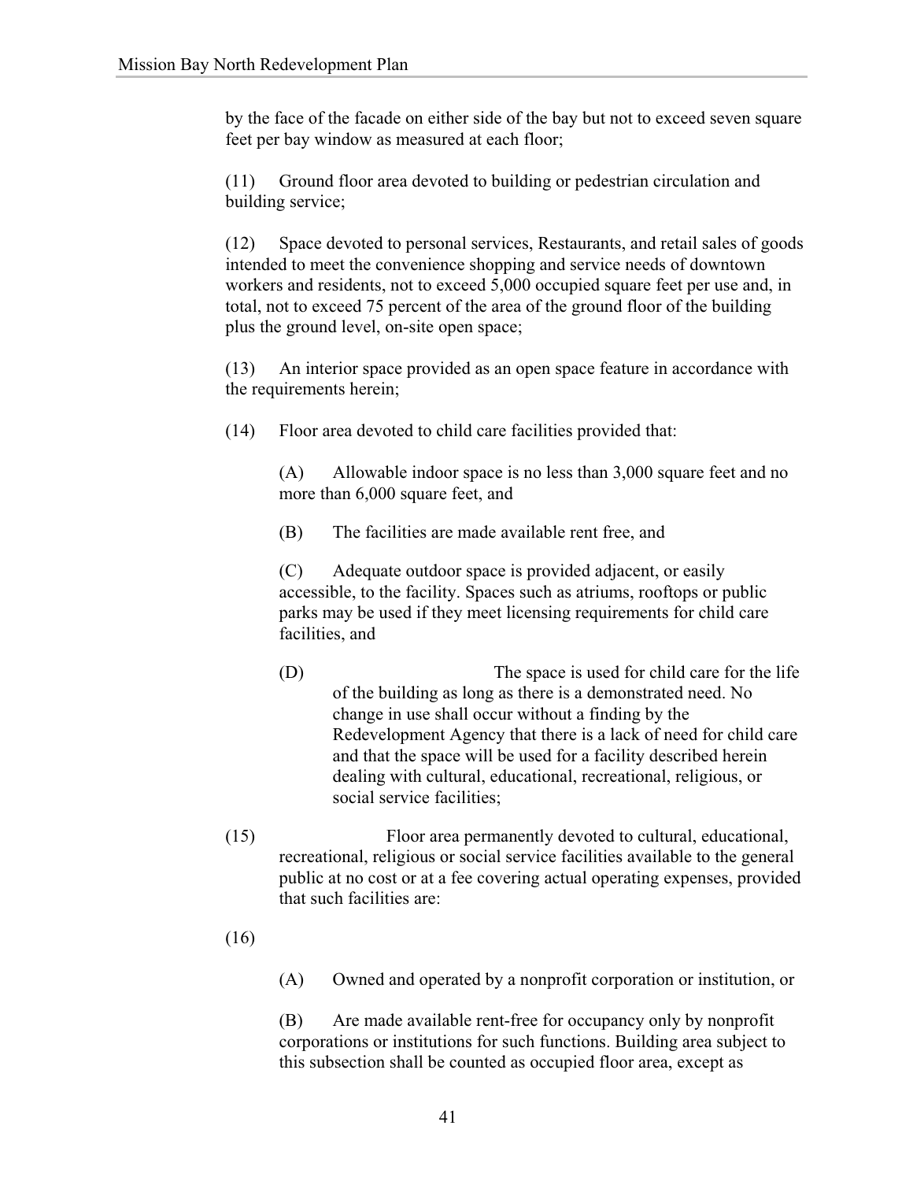by the face of the facade on either side of the bay but not to exceed seven square feet per bay window as measured at each floor;

(11) Ground floor area devoted to building or pedestrian circulation and building service;

(12) Space devoted to personal services, Restaurants, and retail sales of goods intended to meet the convenience shopping and service needs of downtown workers and residents, not to exceed 5,000 occupied square feet per use and, in total, not to exceed 75 percent of the area of the ground floor of the building plus the ground level, on-site open space;

(13) An interior space provided as an open space feature in accordance with the requirements herein;

(14) Floor area devoted to child care facilities provided that:

> (A) Allowable indoor space is no less than 3,000 square feet and no more than 6,000 square feet, and
>
> (B) The facilities are made available rent free, and
>
> (C) Adequate outdoor space is provided adjacent, or easily accessible, to the facility. Spaces such as atriums, rooftops or public parks may be used if they meet licensing requirements for child care facilities, and
>
> (D) The space is used for child care for the life of the building as long as there is a demonstrated need. No change in use shall occur without a finding by the Redevelopment Agency that there is a lack of need for child care and that the space will be used for a facility described herein dealing with cultural, educational, recreational, religious, or social service facilities;

(15) Floor area permanently devoted to cultural, educational, recreational, religious or social service facilities available to the general public at no cost or at a fee covering actual operating expenses, provided that such facilities are:

(16)

> (A) Owned and operated by a nonprofit corporation or institution, or
>
> (B) Are made available rent-free for occupancy only by nonprofit corporations or institutions for such functions. Building area subject to this subsection shall be counted as occupied floor area, except as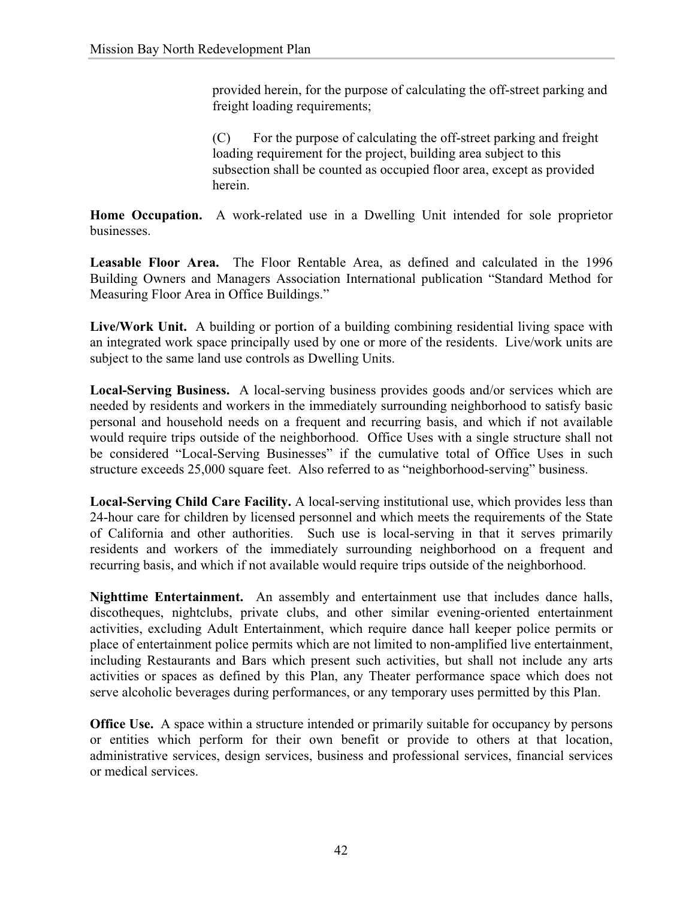provided herein, for the purpose of calculating the off-street parking and freight loading requirements;

(C) For the purpose of calculating the off-street parking and freight loading requirement for the project, building area subject to this subsection shall be counted as occupied floor area, except as provided herein.

**Home Occupation.** A work-related use in a Dwelling Unit intended for sole proprietor businesses.

**Leasable Floor Area.** The Floor Rentable Area, as defined and calculated in the 1996 Building Owners and Managers Association International publication "Standard Method for Measuring Floor Area in Office Buildings."

**Live/Work Unit.** A building or portion of a building combining residential living space with an integrated work space principally used by one or more of the residents. Live/work units are subject to the same land use controls as Dwelling Units.

**Local-Serving Business.** A local-serving business provides goods and/or services which are needed by residents and workers in the immediately surrounding neighborhood to satisfy basic personal and household needs on a frequent and recurring basis, and which if not available would require trips outside of the neighborhood. Office Uses with a single structure shall not be considered "Local-Serving Businesses" if the cumulative total of Office Uses in such structure exceeds 25,000 square feet. Also referred to as "neighborhood-serving" business.

**Local-Serving Child Care Facility.** A local-serving institutional use, which provides less than 24-hour care for children by licensed personnel and which meets the requirements of the State of California and other authorities. Such use is local-serving in that it serves primarily residents and workers of the immediately surrounding neighborhood on a frequent and recurring basis, and which if not available would require trips outside of the neighborhood.

**Nighttime Entertainment.** An assembly and entertainment use that includes dance halls, discotheques, nightclubs, private clubs, and other similar evening-oriented entertainment activities, excluding Adult Entertainment, which require dance hall keeper police permits or place of entertainment police permits which are not limited to non-amplified live entertainment, including Restaurants and Bars which present such activities, but shall not include any arts activities or spaces as defined by this Plan, any Theater performance space which does not serve alcoholic beverages during performances, or any temporary uses permitted by this Plan.

**Office Use.** A space within a structure intended or primarily suitable for occupancy by persons or entities which perform for their own benefit or provide to others at that location, administrative services, design services, business and professional services, financial services or medical services.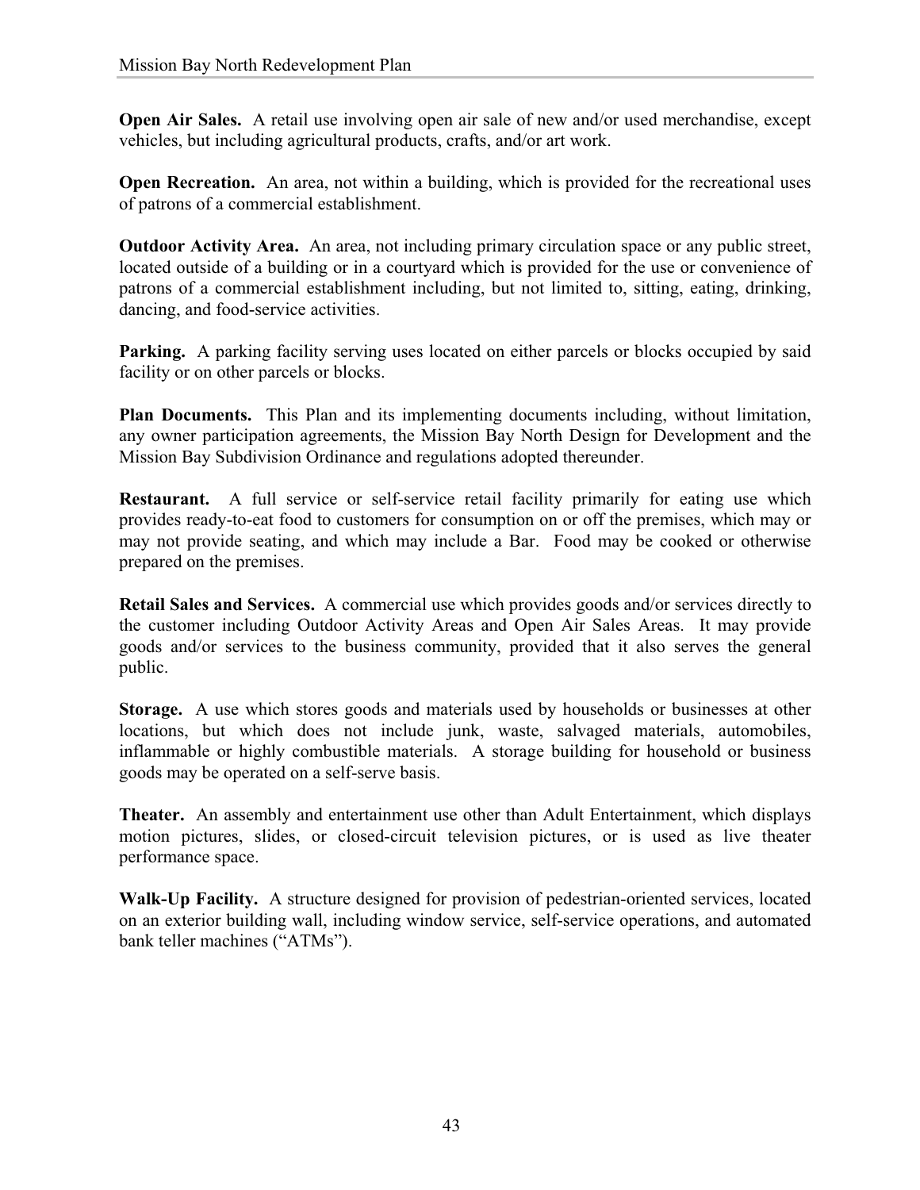**Open Air Sales.** A retail use involving open air sale of new and/or used merchandise, except vehicles, but including agricultural products, crafts, and/or art work.

**Open Recreation.** An area, not within a building, which is provided for the recreational uses of patrons of a commercial establishment.

**Outdoor Activity Area.** An area, not including primary circulation space or any public street, located outside of a building or in a courtyard which is provided for the use or convenience of patrons of a commercial establishment including, but not limited to, sitting, eating, drinking, dancing, and food-service activities.

**Parking.** A parking facility serving uses located on either parcels or blocks occupied by said facility or on other parcels or blocks.

**Plan Documents.** This Plan and its implementing documents including, without limitation, any owner participation agreements, the Mission Bay North Design for Development and the Mission Bay Subdivision Ordinance and regulations adopted thereunder.

**Restaurant.** A full service or self-service retail facility primarily for eating use which provides ready-to-eat food to customers for consumption on or off the premises, which may or may not provide seating, and which may include a Bar. Food may be cooked or otherwise prepared on the premises.

**Retail Sales and Services.** A commercial use which provides goods and/or services directly to the customer including Outdoor Activity Areas and Open Air Sales Areas. It may provide goods and/or services to the business community, provided that it also serves the general public.

**Storage.** A use which stores goods and materials used by households or businesses at other locations, but which does not include junk, waste, salvaged materials, automobiles, inflammable or highly combustible materials. A storage building for household or business goods may be operated on a self-serve basis.

**Theater.** An assembly and entertainment use other than Adult Entertainment, which displays motion pictures, slides, or closed-circuit television pictures, or is used as live theater performance space.

**Walk-Up Facility.** A structure designed for provision of pedestrian-oriented services, located on an exterior building wall, including window service, self-service operations, and automated bank teller machines ("ATMs").